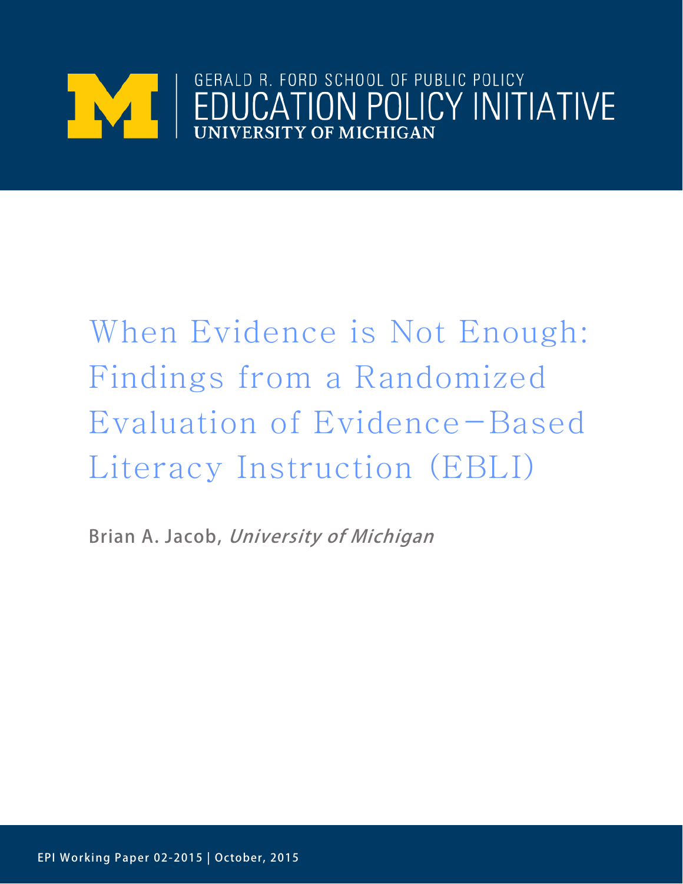GERALD R. FORD SCHOOL OF PUBLIC POLICY
EDUCATION POLICY INITIATIVE
UNIVERSITY OF MICHIGAN

# When Evidence is Not Enough: Findings from a Randomized Evaluation of Evidence-Based Literacy Instruction (EBLI)

**Brian A. Jacob,** *University of Michigan*

EPI Working Paper 02-2015 | October, 2015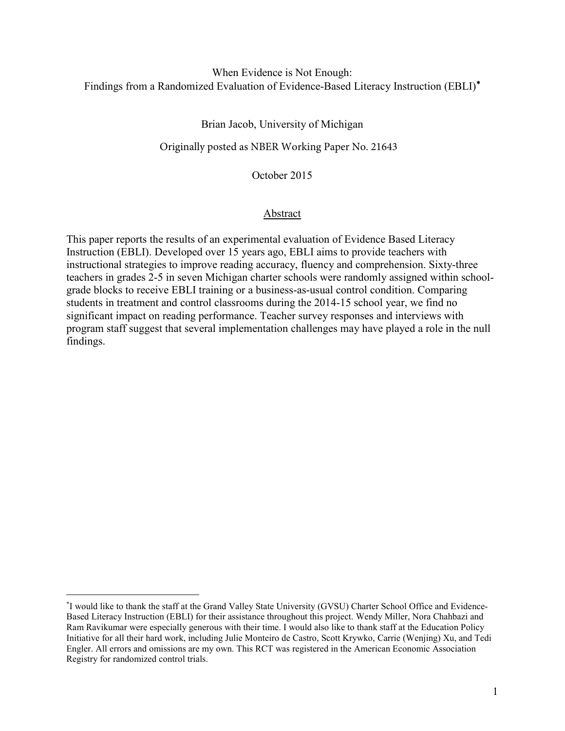When Evidence is Not Enough:
Findings from a Randomized Evaluation of Evidence-Based Literacy Instruction (EBLI)*

Brian Jacob, University of Michigan

Originally posted as NBER Working Paper No. 21643

October 2015

## Abstract

This paper reports the results of an experimental evaluation of Evidence Based Literacy Instruction (EBLI). Developed over 15 years ago, EBLI aims to provide teachers with instructional strategies to improve reading accuracy, fluency and comprehension. Sixty-three teachers in grades 2-5 in seven Michigan charter schools were randomly assigned within school-grade blocks to receive EBLI training or a business-as-usual control condition. Comparing students in treatment and control classrooms during the 2014-15 school year, we find no significant impact on reading performance. Teacher survey responses and interviews with program staff suggest that several implementation challenges may have played a role in the null findings.

---

*I would like to thank the staff at the Grand Valley State University (GVSU) Charter School Office and Evidence-Based Literacy Instruction (EBLI) for their assistance throughout this project. Wendy Miller, Nora Chahbazi and Ram Ravikumar were especially generous with their time. I would also like to thank staff at the Education Policy Initiative for all their hard work, including Julie Monteiro de Castro, Scott Krywko, Carrie (Wenjing) Xu, and Tedi Engler. All errors and omissions are my own. This RCT was registered in the American Economic Association Registry for randomized control trials.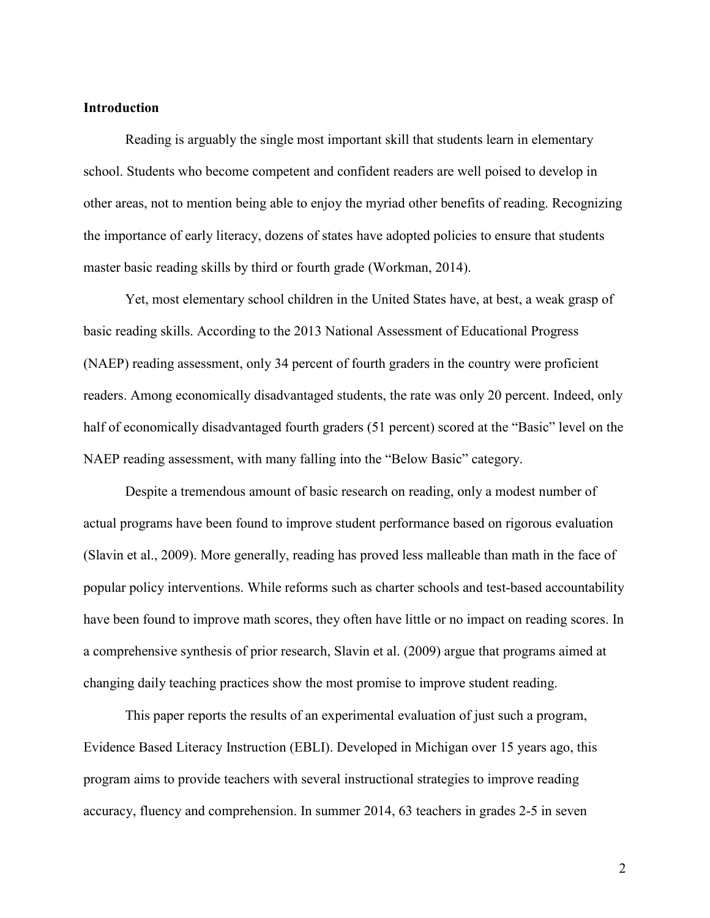## Introduction

Reading is arguably the single most important skill that students learn in elementary school. Students who become competent and confident readers are well poised to develop in other areas, not to mention being able to enjoy the myriad other benefits of reading. Recognizing the importance of early literacy, dozens of states have adopted policies to ensure that students master basic reading skills by third or fourth grade (Workman, 2014).

Yet, most elementary school children in the United States have, at best, a weak grasp of basic reading skills. According to the 2013 National Assessment of Educational Progress (NAEP) reading assessment, only 34 percent of fourth graders in the country were proficient readers. Among economically disadvantaged students, the rate was only 20 percent. Indeed, only half of economically disadvantaged fourth graders (51 percent) scored at the "Basic" level on the NAEP reading assessment, with many falling into the "Below Basic" category.

Despite a tremendous amount of basic research on reading, only a modest number of actual programs have been found to improve student performance based on rigorous evaluation (Slavin et al., 2009). More generally, reading has proved less malleable than math in the face of popular policy interventions. While reforms such as charter schools and test-based accountability have been found to improve math scores, they often have little or no impact on reading scores. In a comprehensive synthesis of prior research, Slavin et al. (2009) argue that programs aimed at changing daily teaching practices show the most promise to improve student reading.

This paper reports the results of an experimental evaluation of just such a program, Evidence Based Literacy Instruction (EBLI). Developed in Michigan over 15 years ago, this program aims to provide teachers with several instructional strategies to improve reading accuracy, fluency and comprehension. In summer 2014, 63 teachers in grades 2-5 in seven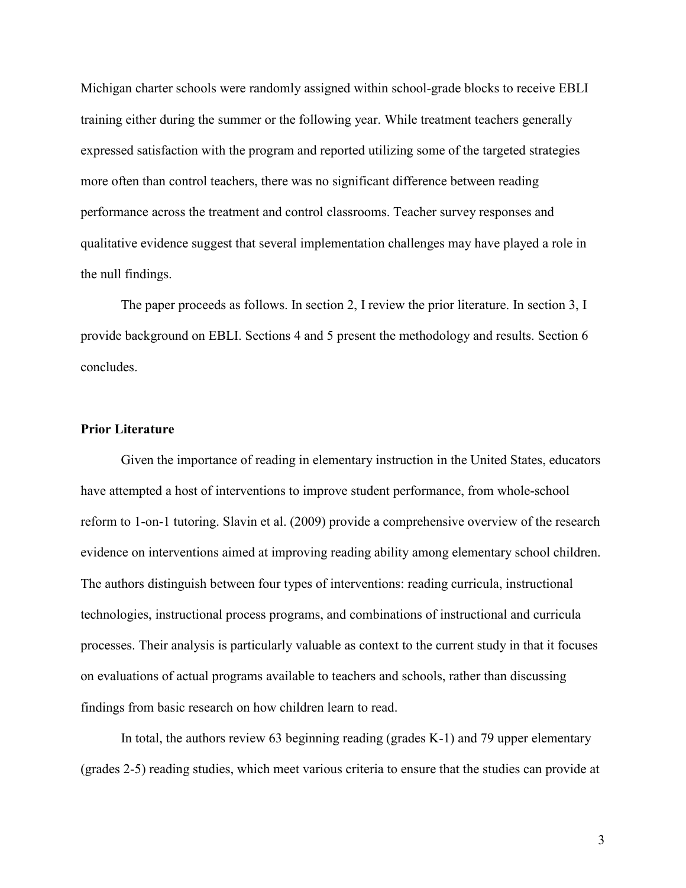Michigan charter schools were randomly assigned within school-grade blocks to receive EBLI training either during the summer or the following year. While treatment teachers generally expressed satisfaction with the program and reported utilizing some of the targeted strategies more often than control teachers, there was no significant difference between reading performance across the treatment and control classrooms. Teacher survey responses and qualitative evidence suggest that several implementation challenges may have played a role in the null findings.

The paper proceeds as follows. In section 2, I review the prior literature. In section 3, I provide background on EBLI. Sections 4 and 5 present the methodology and results. Section 6 concludes.

## Prior Literature

Given the importance of reading in elementary instruction in the United States, educators have attempted a host of interventions to improve student performance, from whole-school reform to 1-on-1 tutoring. Slavin et al. (2009) provide a comprehensive overview of the research evidence on interventions aimed at improving reading ability among elementary school children. The authors distinguish between four types of interventions: reading curricula, instructional technologies, instructional process programs, and combinations of instructional and curricula processes. Their analysis is particularly valuable as context to the current study in that it focuses on evaluations of actual programs available to teachers and schools, rather than discussing findings from basic research on how children learn to read.

In total, the authors review 63 beginning reading (grades K-1) and 79 upper elementary (grades 2-5) reading studies, which meet various criteria to ensure that the studies can provide at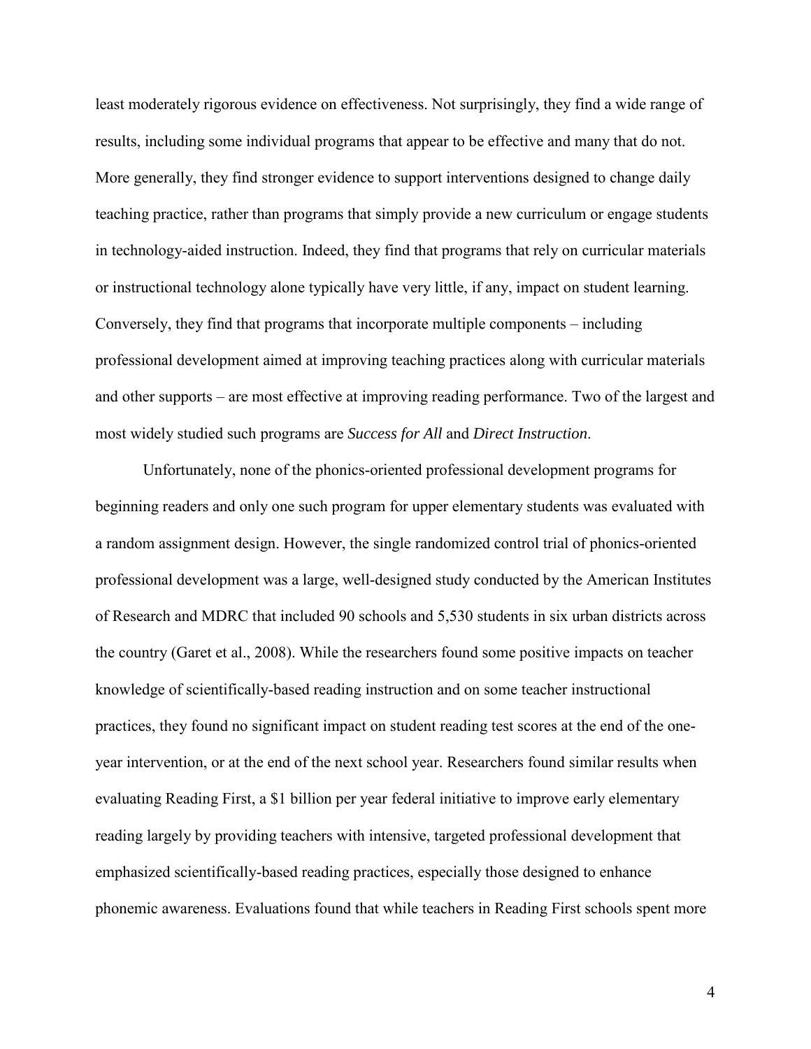least moderately rigorous evidence on effectiveness. Not surprisingly, they find a wide range of results, including some individual programs that appear to be effective and many that do not. More generally, they find stronger evidence to support interventions designed to change daily teaching practice, rather than programs that simply provide a new curriculum or engage students in technology-aided instruction. Indeed, they find that programs that rely on curricular materials or instructional technology alone typically have very little, if any, impact on student learning. Conversely, they find that programs that incorporate multiple components – including professional development aimed at improving teaching practices along with curricular materials and other supports – are most effective at improving reading performance. Two of the largest and most widely studied such programs are *Success for All* and *Direct Instruction*.

Unfortunately, none of the phonics-oriented professional development programs for beginning readers and only one such program for upper elementary students was evaluated with a random assignment design. However, the single randomized control trial of phonics-oriented professional development was a large, well-designed study conducted by the American Institutes of Research and MDRC that included 90 schools and 5,530 students in six urban districts across the country (Garet et al., 2008). While the researchers found some positive impacts on teacher knowledge of scientifically-based reading instruction and on some teacher instructional practices, they found no significant impact on student reading test scores at the end of the one-year intervention, or at the end of the next school year. Researchers found similar results when evaluating Reading First, a $1 billion per year federal initiative to improve early elementary reading largely by providing teachers with intensive, targeted professional development that emphasized scientifically-based reading practices, especially those designed to enhance phonemic awareness. Evaluations found that while teachers in Reading First schools spent more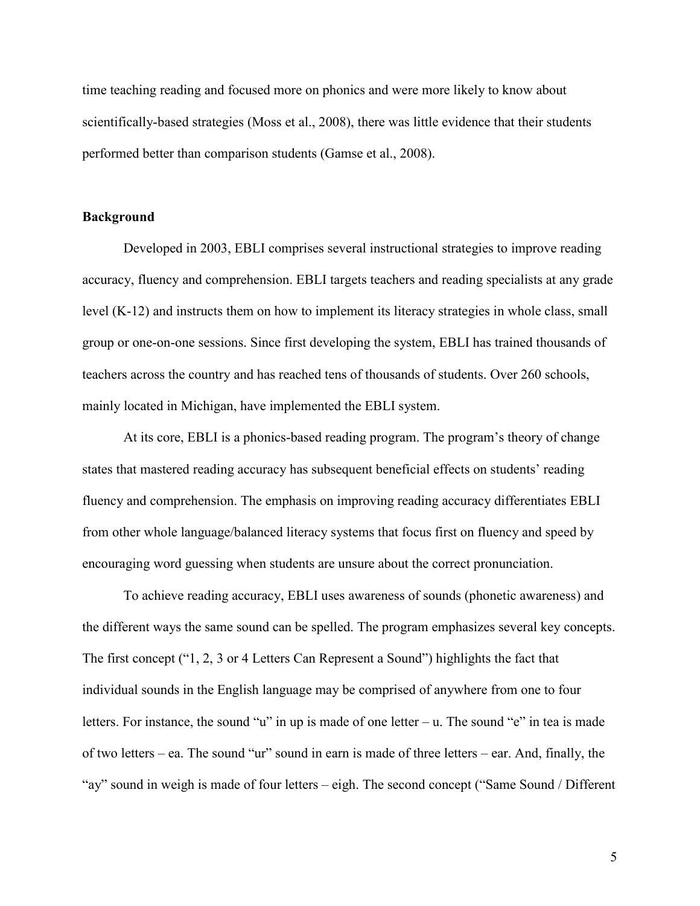time teaching reading and focused more on phonics and were more likely to know about scientifically-based strategies (Moss et al., 2008), there was little evidence that their students performed better than comparison students (Gamse et al., 2008).

## Background

Developed in 2003, EBLI comprises several instructional strategies to improve reading accuracy, fluency and comprehension. EBLI targets teachers and reading specialists at any grade level (K-12) and instructs them on how to implement its literacy strategies in whole class, small group or one-on-one sessions. Since first developing the system, EBLI has trained thousands of teachers across the country and has reached tens of thousands of students. Over 260 schools, mainly located in Michigan, have implemented the EBLI system.

At its core, EBLI is a phonics-based reading program. The program's theory of change states that mastered reading accuracy has subsequent beneficial effects on students' reading fluency and comprehension. The emphasis on improving reading accuracy differentiates EBLI from other whole language/balanced literacy systems that focus first on fluency and speed by encouraging word guessing when students are unsure about the correct pronunciation.

To achieve reading accuracy, EBLI uses awareness of sounds (phonetic awareness) and the different ways the same sound can be spelled. The program emphasizes several key concepts. The first concept ("1, 2, 3 or 4 Letters Can Represent a Sound") highlights the fact that individual sounds in the English language may be comprised of anywhere from one to four letters. For instance, the sound "u" in up is made of one letter – u. The sound "e" in tea is made of two letters – ea. The sound "ur" sound in earn is made of three letters – ear. And, finally, the "ay" sound in weigh is made of four letters – eigh. The second concept ("Same Sound / Different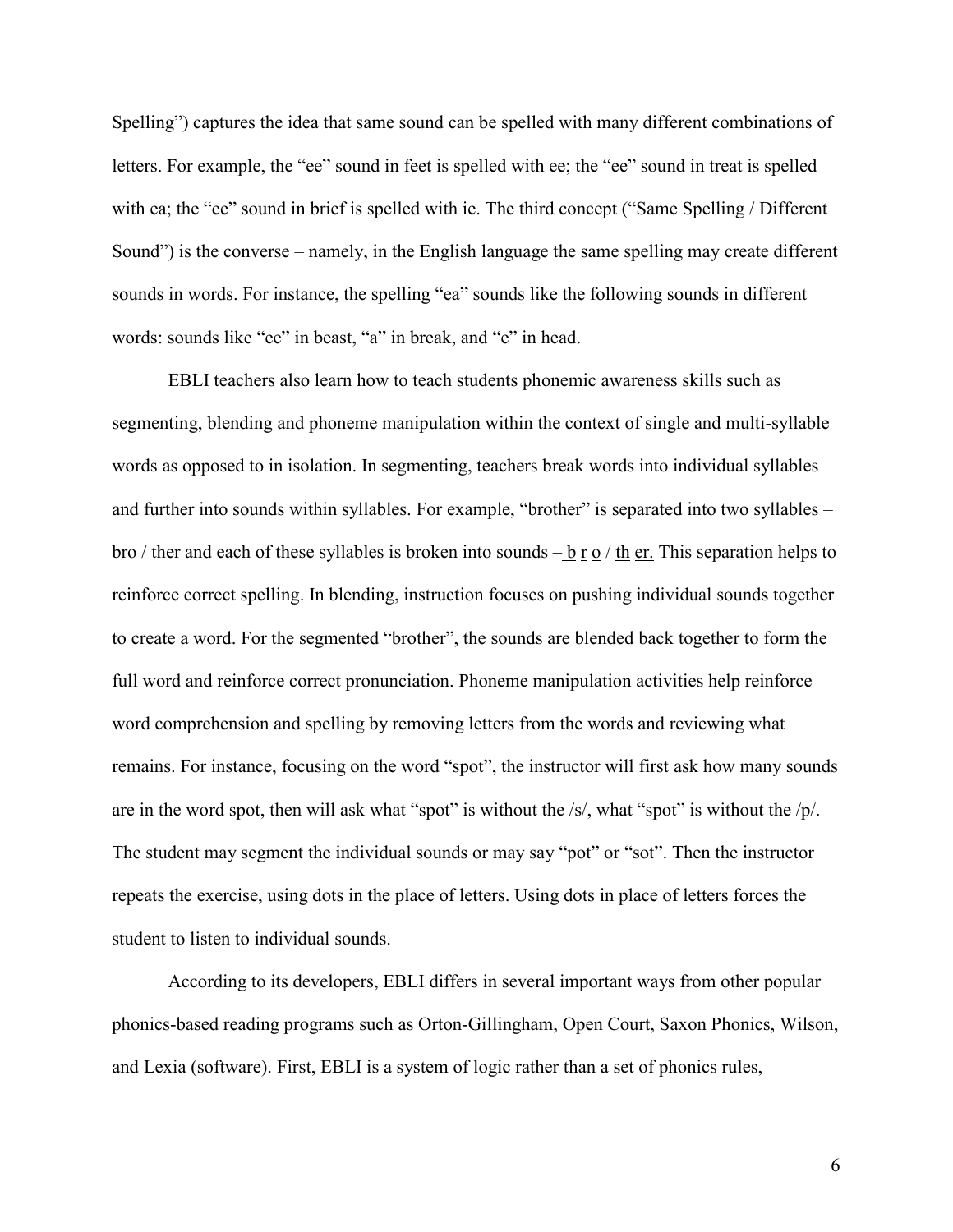Spelling") captures the idea that same sound can be spelled with many different combinations of letters. For example, the "ee" sound in feet is spelled with ee; the "ee" sound in treat is spelled with ea; the "ee" sound in brief is spelled with ie. The third concept ("Same Spelling / Different Sound") is the converse – namely, in the English language the same spelling may create different sounds in words. For instance, the spelling "ea" sounds like the following sounds in different words: sounds like "ee" in beast, "a" in break, and "e" in head.

EBLI teachers also learn how to teach students phonemic awareness skills such as segmenting, blending and phoneme manipulation within the context of single and multi-syllable words as opposed to in isolation. In segmenting, teachers break words into individual syllables and further into sounds within syllables. For example, "brother" is separated into two syllables – bro / ther and each of these syllables is broken into sounds – <u>b</u> <u>r</u> <u>o</u> / <u>th</u> <u>er.</u> This separation helps to reinforce correct spelling. In blending, instruction focuses on pushing individual sounds together to create a word. For the segmented "brother", the sounds are blended back together to form the full word and reinforce correct pronunciation. Phoneme manipulation activities help reinforce word comprehension and spelling by removing letters from the words and reviewing what remains. For instance, focusing on the word "spot", the instructor will first ask how many sounds are in the word spot, then will ask what "spot" is without the /s/, what "spot" is without the /p/. The student may segment the individual sounds or may say "pot" or "sot". Then the instructor repeats the exercise, using dots in the place of letters. Using dots in place of letters forces the student to listen to individual sounds.

According to its developers, EBLI differs in several important ways from other popular phonics-based reading programs such as Orton-Gillingham, Open Court, Saxon Phonics, Wilson, and Lexia (software). First, EBLI is a system of logic rather than a set of phonics rules,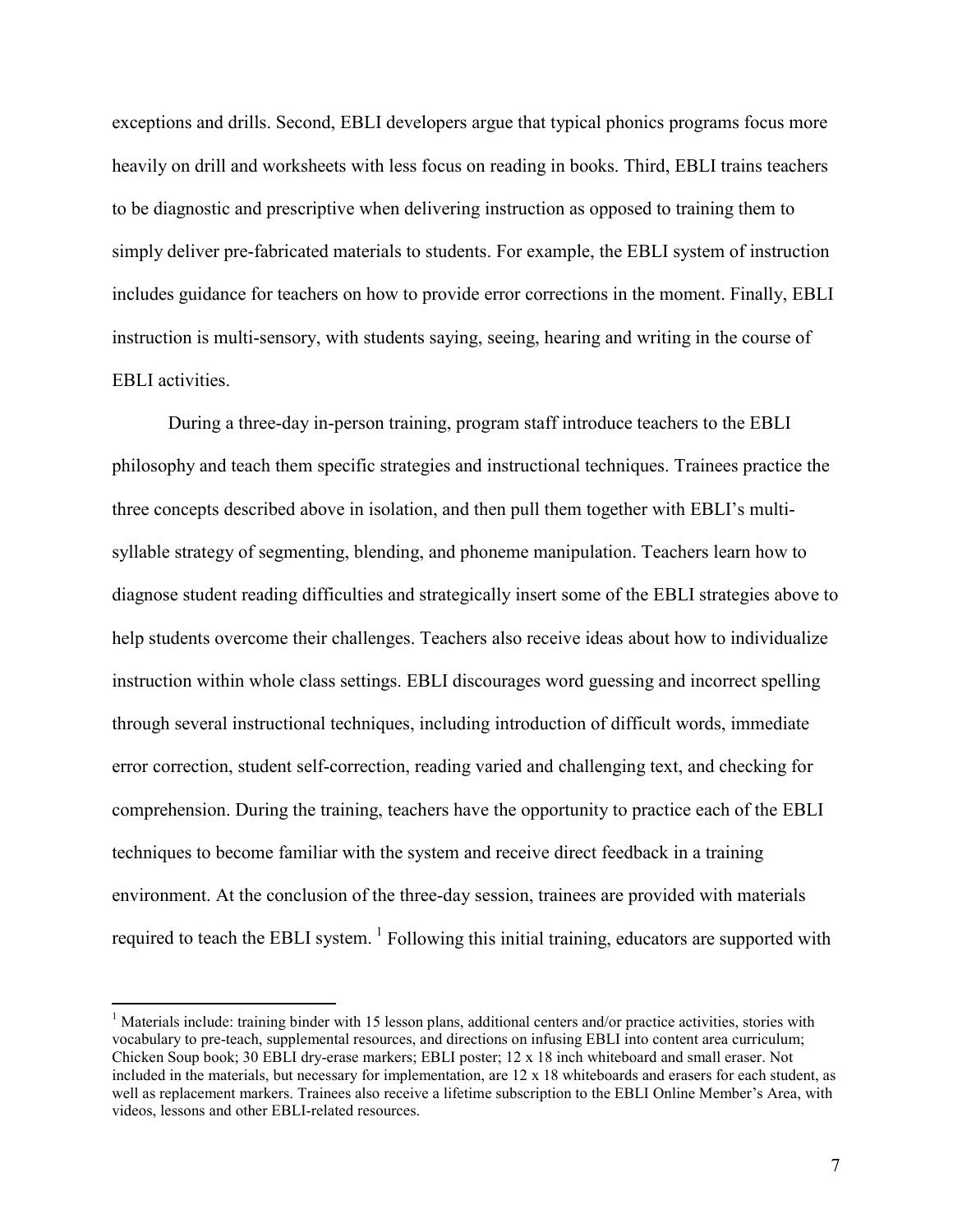exceptions and drills. Second, EBLI developers argue that typical phonics programs focus more heavily on drill and worksheets with less focus on reading in books. Third, EBLI trains teachers to be diagnostic and prescriptive when delivering instruction as opposed to training them to simply deliver pre-fabricated materials to students. For example, the EBLI system of instruction includes guidance for teachers on how to provide error corrections in the moment. Finally, EBLI instruction is multi-sensory, with students saying, seeing, hearing and writing in the course of EBLI activities.

During a three-day in-person training, program staff introduce teachers to the EBLI philosophy and teach them specific strategies and instructional techniques. Trainees practice the three concepts described above in isolation, and then pull them together with EBLI's multi-syllable strategy of segmenting, blending, and phoneme manipulation. Teachers learn how to diagnose student reading difficulties and strategically insert some of the EBLI strategies above to help students overcome their challenges. Teachers also receive ideas about how to individualize instruction within whole class settings. EBLI discourages word guessing and incorrect spelling through several instructional techniques, including introduction of difficult words, immediate error correction, student self-correction, reading varied and challenging text, and checking for comprehension. During the training, teachers have the opportunity to practice each of the EBLI techniques to become familiar with the system and receive direct feedback in a training environment. At the conclusion of the three-day session, trainees are provided with materials required to teach the EBLI system. [1] Following this initial training, educators are supported with

[1] Materials include: training binder with 15 lesson plans, additional centers and/or practice activities, stories with vocabulary to pre-teach, supplemental resources, and directions on infusing EBLI into content area curriculum; Chicken Soup book; 30 EBLI dry-erase markers; EBLI poster; 12 x 18 inch whiteboard and small eraser. Not included in the materials, but necessary for implementation, are 12 x 18 whiteboards and erasers for each student, as well as replacement markers. Trainees also receive a lifetime subscription to the EBLI Online Member's Area, with videos, lessons and other EBLI-related resources.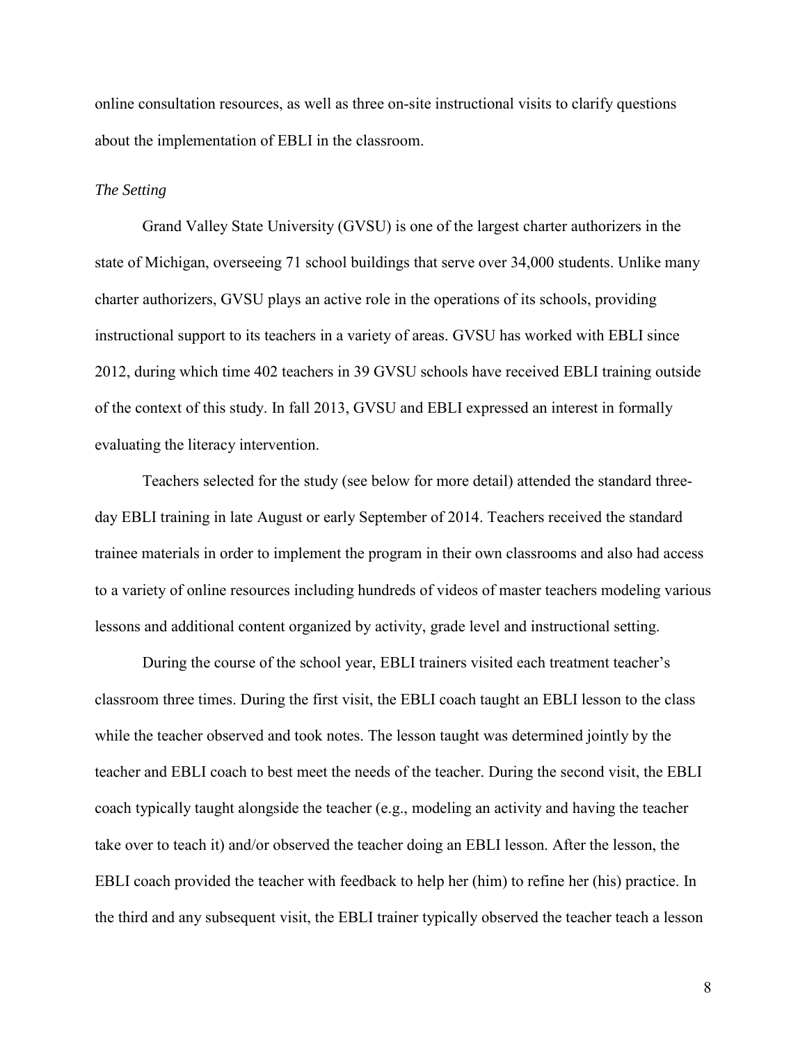online consultation resources, as well as three on-site instructional visits to clarify questions about the implementation of EBLI in the classroom.

*The Setting*

Grand Valley State University (GVSU) is one of the largest charter authorizers in the state of Michigan, overseeing 71 school buildings that serve over 34,000 students. Unlike many charter authorizers, GVSU plays an active role in the operations of its schools, providing instructional support to its teachers in a variety of areas. GVSU has worked with EBLI since 2012, during which time 402 teachers in 39 GVSU schools have received EBLI training outside of the context of this study. In fall 2013, GVSU and EBLI expressed an interest in formally evaluating the literacy intervention.

Teachers selected for the study (see below for more detail) attended the standard three-day EBLI training in late August or early September of 2014. Teachers received the standard trainee materials in order to implement the program in their own classrooms and also had access to a variety of online resources including hundreds of videos of master teachers modeling various lessons and additional content organized by activity, grade level and instructional setting.

During the course of the school year, EBLI trainers visited each treatment teacher's classroom three times. During the first visit, the EBLI coach taught an EBLI lesson to the class while the teacher observed and took notes. The lesson taught was determined jointly by the teacher and EBLI coach to best meet the needs of the teacher. During the second visit, the EBLI coach typically taught alongside the teacher (e.g., modeling an activity and having the teacher take over to teach it) and/or observed the teacher doing an EBLI lesson. After the lesson, the EBLI coach provided the teacher with feedback to help her (him) to refine her (his) practice. In the third and any subsequent visit, the EBLI trainer typically observed the teacher teach a lesson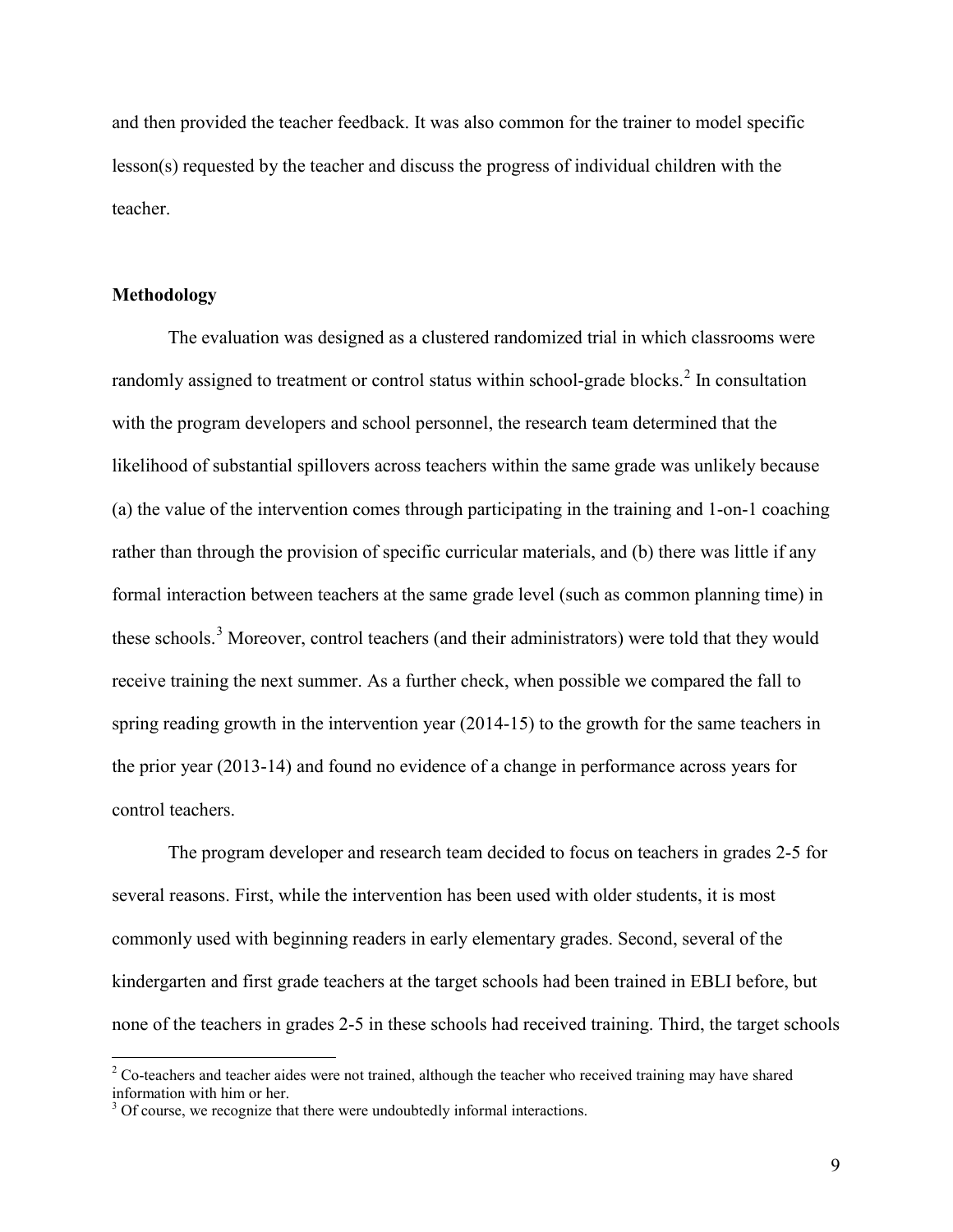and then provided the teacher feedback. It was also common for the trainer to model specific lesson(s) requested by the teacher and discuss the progress of individual children with the teacher.

## Methodology

The evaluation was designed as a clustered randomized trial in which classrooms were randomly assigned to treatment or control status within school-grade blocks.[2] In consultation with the program developers and school personnel, the research team determined that the likelihood of substantial spillovers across teachers within the same grade was unlikely because (a) the value of the intervention comes through participating in the training and 1-on-1 coaching rather than through the provision of specific curricular materials, and (b) there was little if any formal interaction between teachers at the same grade level (such as common planning time) in these schools.[3] Moreover, control teachers (and their administrators) were told that they would receive training the next summer. As a further check, when possible we compared the fall to spring reading growth in the intervention year (2014-15) to the growth for the same teachers in the prior year (2013-14) and found no evidence of a change in performance across years for control teachers.

The program developer and research team decided to focus on teachers in grades 2-5 for several reasons. First, while the intervention has been used with older students, it is most commonly used with beginning readers in early elementary grades. Second, several of the kindergarten and first grade teachers at the target schools had been trained in EBLI before, but none of the teachers in grades 2-5 in these schools had received training. Third, the target schools

[2] Co-teachers and teacher aides were not trained, although the teacher who received training may have shared information with him or her.

[3] Of course, we recognize that there were undoubtedly informal interactions.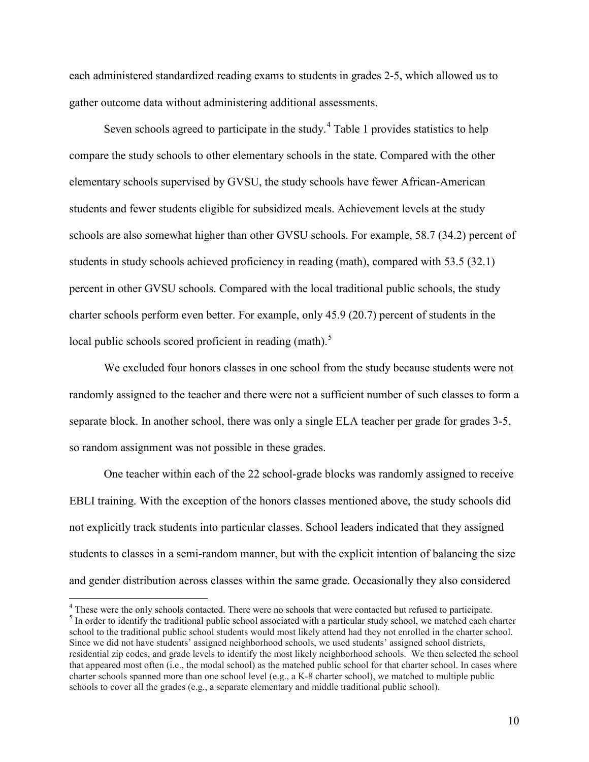each administered standardized reading exams to students in grades 2-5, which allowed us to gather outcome data without administering additional assessments.

Seven schools agreed to participate in the study.[4] Table 1 provides statistics to help compare the study schools to other elementary schools in the state. Compared with the other elementary schools supervised by GVSU, the study schools have fewer African-American students and fewer students eligible for subsidized meals. Achievement levels at the study schools are also somewhat higher than other GVSU schools. For example, 58.7 (34.2) percent of students in study schools achieved proficiency in reading (math), compared with 53.5 (32.1) percent in other GVSU schools. Compared with the local traditional public schools, the study charter schools perform even better. For example, only 45.9 (20.7) percent of students in the local public schools scored proficient in reading (math).[5]

We excluded four honors classes in one school from the study because students were not randomly assigned to the teacher and there were not a sufficient number of such classes to form a separate block. In another school, there was only a single ELA teacher per grade for grades 3-5, so random assignment was not possible in these grades.

One teacher within each of the 22 school-grade blocks was randomly assigned to receive EBLI training. With the exception of the honors classes mentioned above, the study schools did not explicitly track students into particular classes. School leaders indicated that they assigned students to classes in a semi-random manner, but with the explicit intention of balancing the size and gender distribution across classes within the same grade. Occasionally they also considered

[4] These were the only schools contacted. There were no schools that were contacted but refused to participate.

[5] In order to identify the traditional public school associated with a particular study school, we matched each charter school to the traditional public school students would most likely attend had they not enrolled in the charter school. Since we did not have students' assigned neighborhood schools, we used students' assigned school districts, residential zip codes, and grade levels to identify the most likely neighborhood schools. We then selected the school that appeared most often (i.e., the modal school) as the matched public school for that charter school. In cases where charter schools spanned more than one school level (e.g., a K-8 charter school), we matched to multiple public schools to cover all the grades (e.g., a separate elementary and middle traditional public school).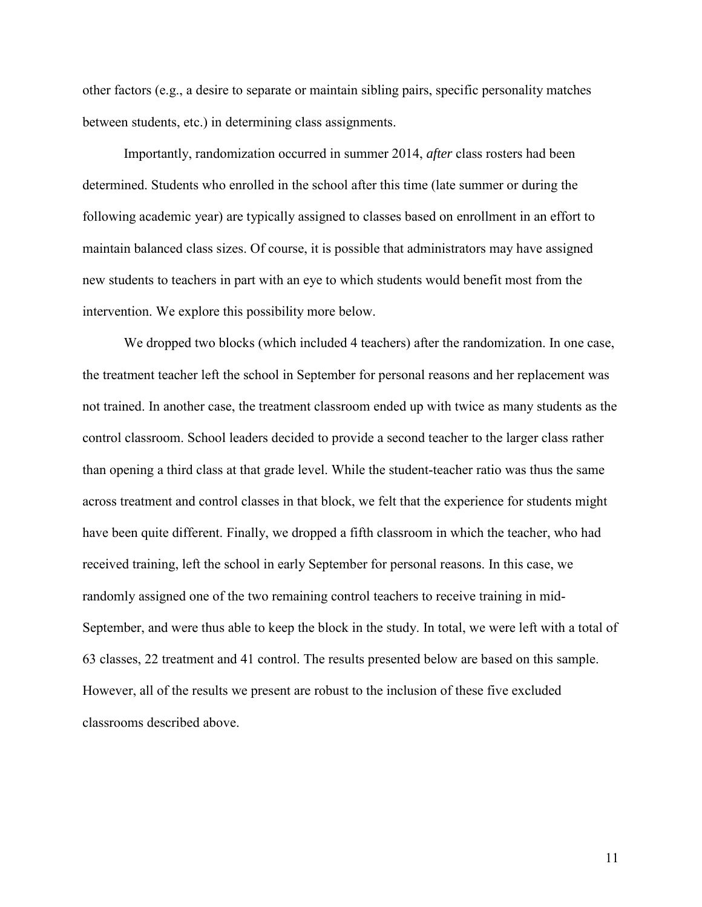other factors (e.g., a desire to separate or maintain sibling pairs, specific personality matches between students, etc.) in determining class assignments.

Importantly, randomization occurred in summer 2014, *after* class rosters had been determined. Students who enrolled in the school after this time (late summer or during the following academic year) are typically assigned to classes based on enrollment in an effort to maintain balanced class sizes. Of course, it is possible that administrators may have assigned new students to teachers in part with an eye to which students would benefit most from the intervention. We explore this possibility more below.

We dropped two blocks (which included 4 teachers) after the randomization. In one case, the treatment teacher left the school in September for personal reasons and her replacement was not trained. In another case, the treatment classroom ended up with twice as many students as the control classroom. School leaders decided to provide a second teacher to the larger class rather than opening a third class at that grade level. While the student-teacher ratio was thus the same across treatment and control classes in that block, we felt that the experience for students might have been quite different. Finally, we dropped a fifth classroom in which the teacher, who had received training, left the school in early September for personal reasons. In this case, we randomly assigned one of the two remaining control teachers to receive training in mid-September, and were thus able to keep the block in the study. In total, we were left with a total of 63 classes, 22 treatment and 41 control. The results presented below are based on this sample. However, all of the results we present are robust to the inclusion of these five excluded classrooms described above.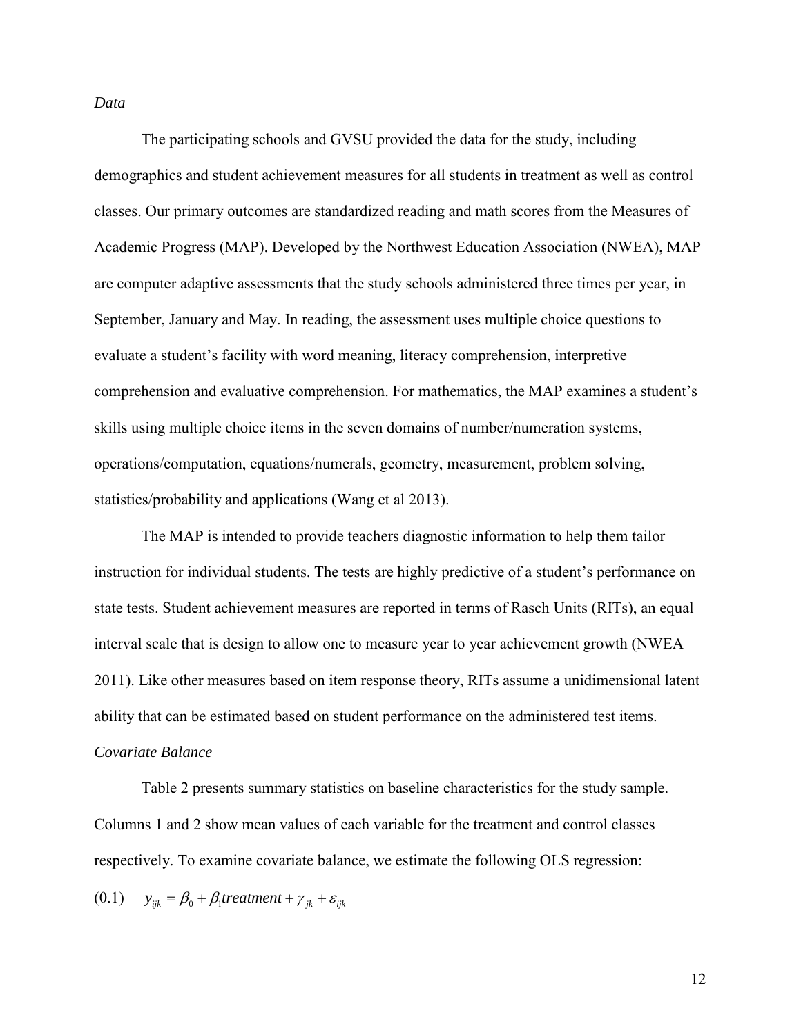*Data*

The participating schools and GVSU provided the data for the study, including demographics and student achievement measures for all students in treatment as well as control classes. Our primary outcomes are standardized reading and math scores from the Measures of Academic Progress (MAP). Developed by the Northwest Education Association (NWEA), MAP are computer adaptive assessments that the study schools administered three times per year, in September, January and May. In reading, the assessment uses multiple choice questions to evaluate a student's facility with word meaning, literacy comprehension, interpretive comprehension and evaluative comprehension. For mathematics, the MAP examines a student's skills using multiple choice items in the seven domains of number/numeration systems, operations/computation, equations/numerals, geometry, measurement, problem solving, statistics/probability and applications (Wang et al 2013).

The MAP is intended to provide teachers diagnostic information to help them tailor instruction for individual students. The tests are highly predictive of a student's performance on state tests. Student achievement measures are reported in terms of Rasch Units (RITs), an equal interval scale that is design to allow one to measure year to year achievement growth (NWEA 2011). Like other measures based on item response theory, RITs assume a unidimensional latent ability that can be estimated based on student performance on the administered test items.

*Covariate Balance*

Table 2 presents summary statistics on baseline characteristics for the study sample. Columns 1 and 2 show mean values of each variable for the treatment and control classes respectively. To examine covariate balance, we estimate the following OLS regression:

$$(0.1) \quad y_{ijk} = \beta_0 + \beta_1 treatment + \gamma_{jk} + \varepsilon_{ijk}$$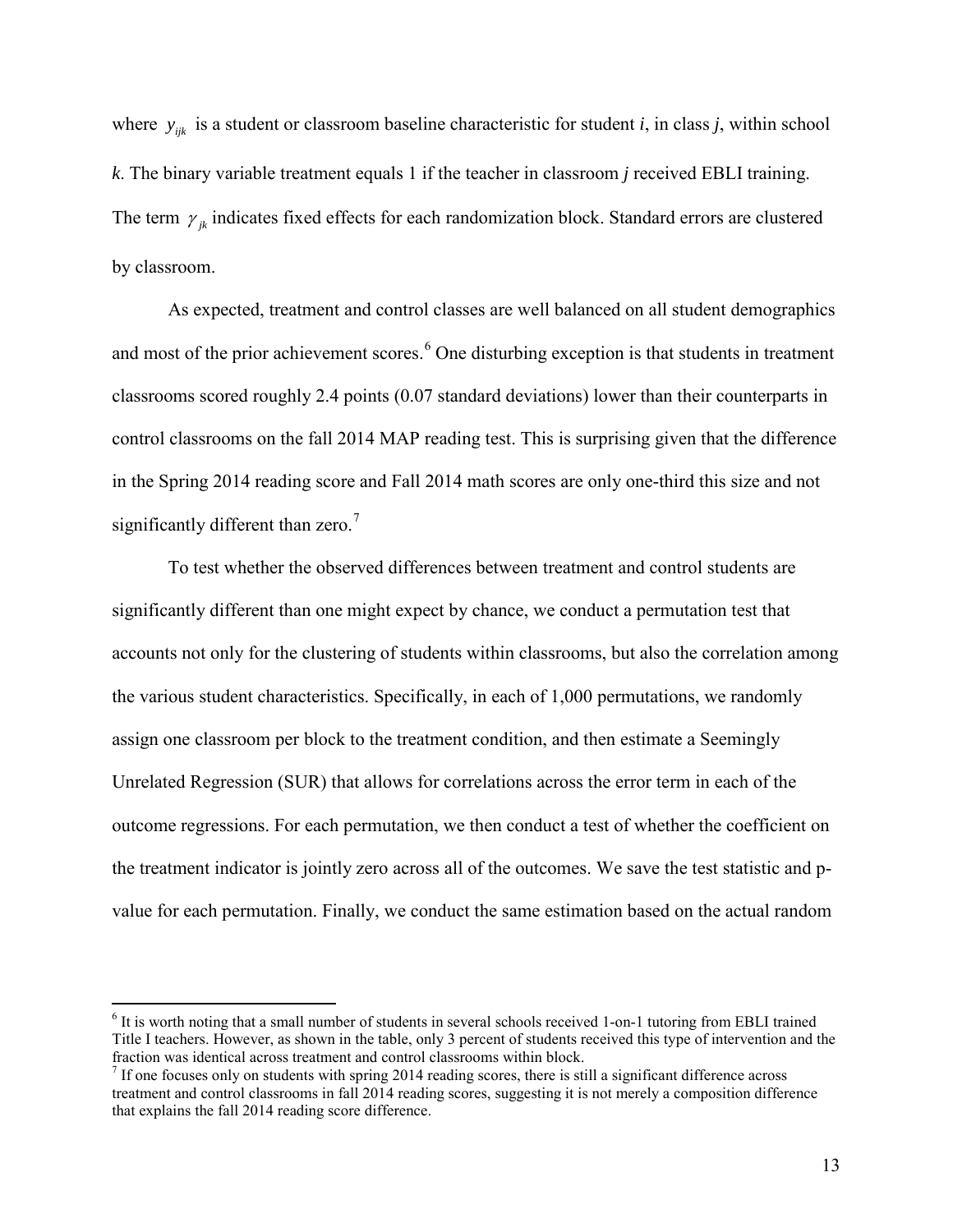where $y_{ijk}$ is a student or classroom baseline characteristic for student *i*, in class *j*, within school *k*. The binary variable treatment equals 1 if the teacher in classroom *j* received EBLI training. The term $\gamma_{jk}$ indicates fixed effects for each randomization block. Standard errors are clustered by classroom.

As expected, treatment and control classes are well balanced on all student demographics and most of the prior achievement scores.[6] One disturbing exception is that students in treatment classrooms scored roughly 2.4 points (0.07 standard deviations) lower than their counterparts in control classrooms on the fall 2014 MAP reading test. This is surprising given that the difference in the Spring 2014 reading score and Fall 2014 math scores are only one-third this size and not significantly different than zero.[7]

To test whether the observed differences between treatment and control students are significantly different than one might expect by chance, we conduct a permutation test that accounts not only for the clustering of students within classrooms, but also the correlation among the various student characteristics. Specifically, in each of 1,000 permutations, we randomly assign one classroom per block to the treatment condition, and then estimate a Seemingly Unrelated Regression (SUR) that allows for correlations across the error term in each of the outcome regressions. For each permutation, we then conduct a test of whether the coefficient on the treatment indicator is jointly zero across all of the outcomes. We save the test statistic and p-value for each permutation. Finally, we conduct the same estimation based on the actual random

[6] It is worth noting that a small number of students in several schools received 1-on-1 tutoring from EBLI trained Title I teachers. However, as shown in the table, only 3 percent of students received this type of intervention and the fraction was identical across treatment and control classrooms within block.

[7] If one focuses only on students with spring 2014 reading scores, there is still a significant difference across treatment and control classrooms in fall 2014 reading scores, suggesting it is not merely a composition difference that explains the fall 2014 reading score difference.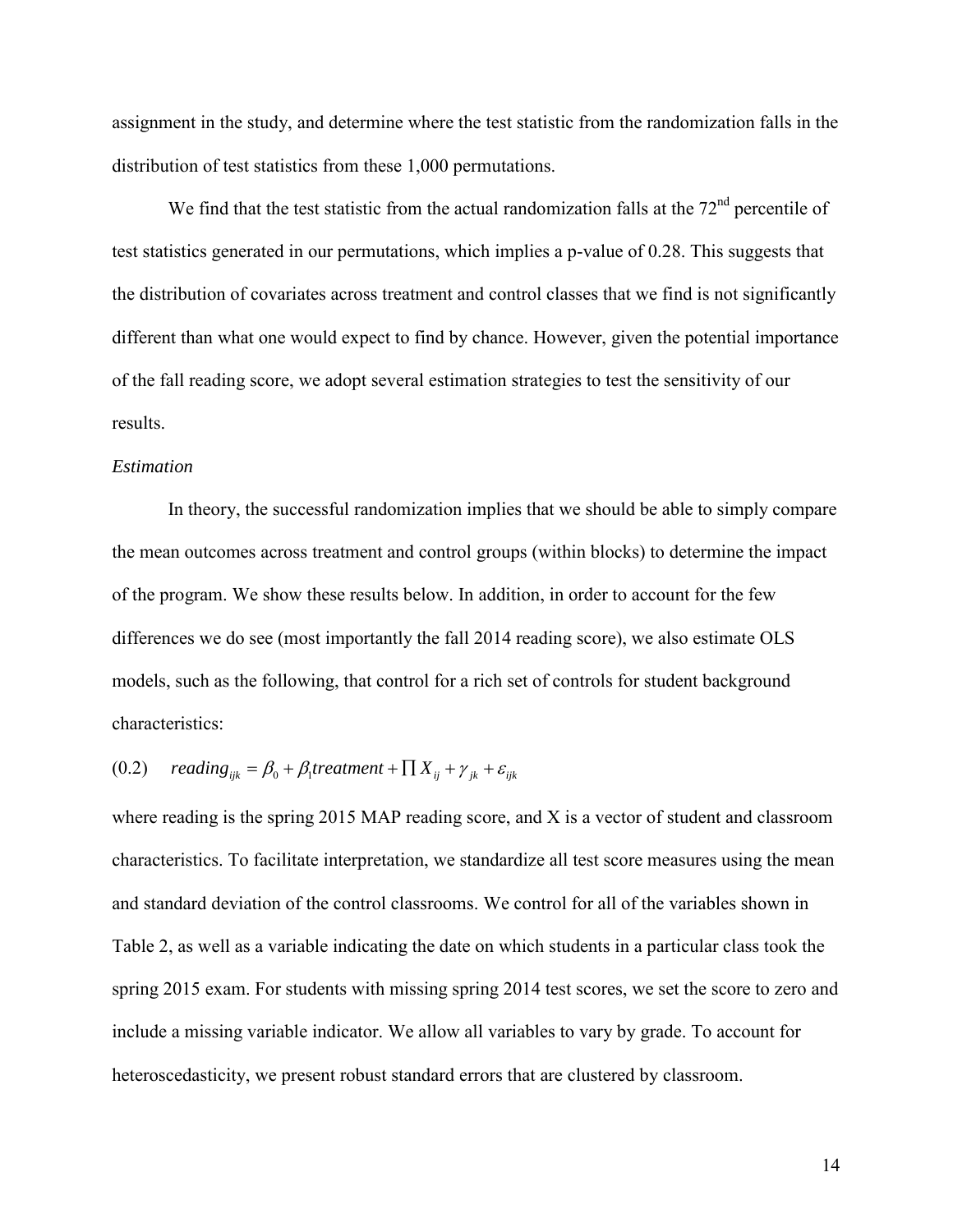assignment in the study, and determine where the test statistic from the randomization falls in the distribution of test statistics from these 1,000 permutations.

We find that the test statistic from the actual randomization falls at the 72nd percentile of test statistics generated in our permutations, which implies a p-value of 0.28. This suggests that the distribution of covariates across treatment and control classes that we find is not significantly different than what one would expect to find by chance. However, given the potential importance of the fall reading score, we adopt several estimation strategies to test the sensitivity of our results.

*Estimation*

In theory, the successful randomization implies that we should be able to simply compare the mean outcomes across treatment and control groups (within blocks) to determine the impact of the program. We show these results below. In addition, in order to account for the few differences we do see (most importantly the fall 2014 reading score), we also estimate OLS models, such as the following, that control for a rich set of controls for student background characteristics:

$$(0.2) \quad reading_{ijk} = \beta_0 + \beta_1 treatment + \prod X_{ij} + \gamma_{jk} + \varepsilon_{ijk}$$

where reading is the spring 2015 MAP reading score, and X is a vector of student and classroom characteristics. To facilitate interpretation, we standardize all test score measures using the mean and standard deviation of the control classrooms. We control for all of the variables shown in Table 2, as well as a variable indicating the date on which students in a particular class took the spring 2015 exam. For students with missing spring 2014 test scores, we set the score to zero and include a missing variable indicator. We allow all variables to vary by grade. To account for heteroscedasticity, we present robust standard errors that are clustered by classroom.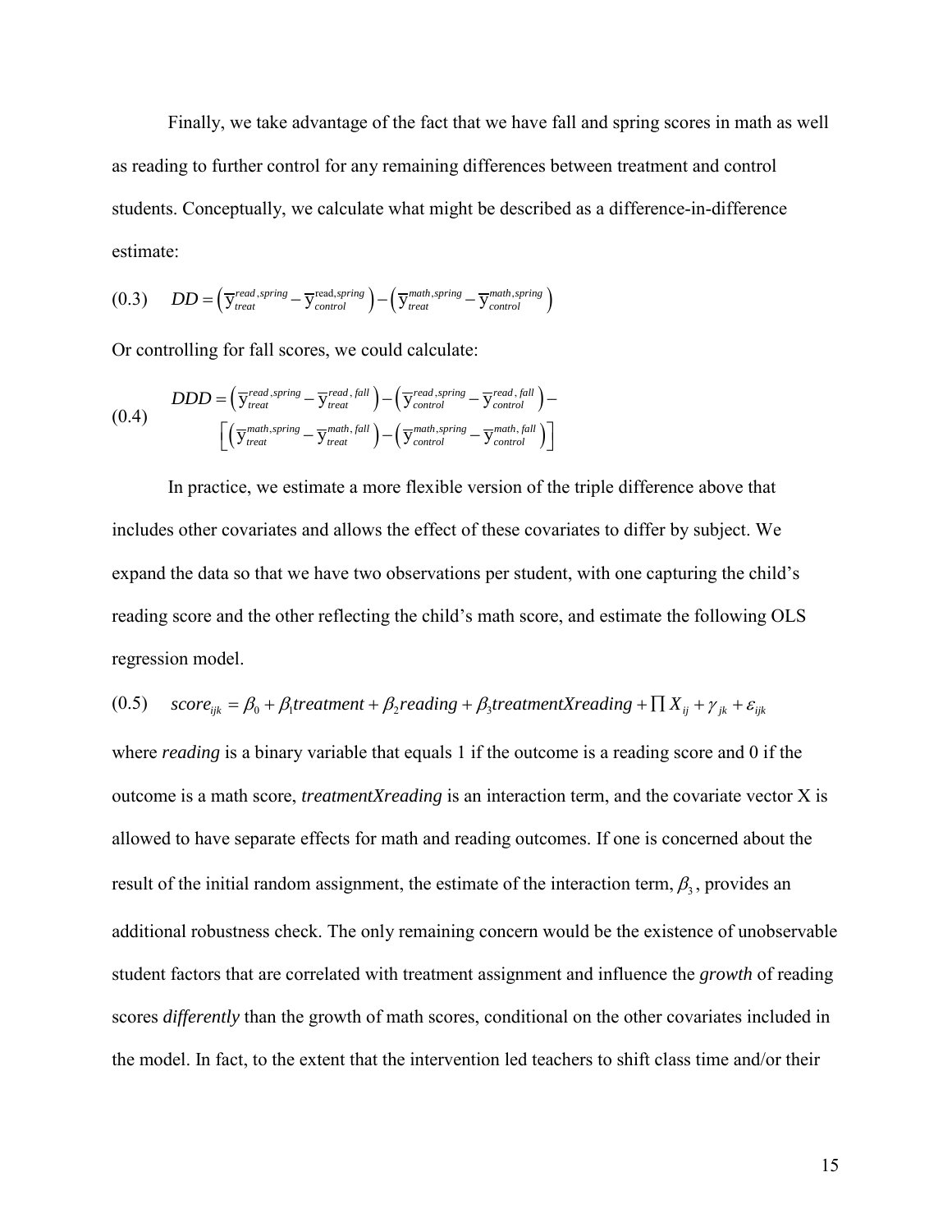Finally, we take advantage of the fact that we have fall and spring scores in math as well as reading to further control for any remaining differences between treatment and control students. Conceptually, we calculate what might be described as a difference-in-difference estimate:

$$(0.3) \quad DD = \left(\overline{y}_{treat}^{read,spring} - \overline{y}_{control}^{\text{read},spring}\right) - \left(\overline{y}_{treat}^{math,spring} - \overline{y}_{control}^{math,spring}\right)$$

Or controlling for fall scores, we could calculate:

$$(0.4) \quad \begin{aligned} DDD = &\left(\overline{y}_{treat}^{read,spring} - \overline{y}_{treat}^{read,fall}\right) - \left(\overline{y}_{control}^{read,spring} - \overline{y}_{control}^{read,fall}\right) - \\ &\left[\left(\overline{y}_{treat}^{math,spring} - \overline{y}_{treat}^{math,fall}\right) - \left(\overline{y}_{control}^{math,spring} - \overline{y}_{control}^{math,fall}\right)\right] \end{aligned}$$

In practice, we estimate a more flexible version of the triple difference above that includes other covariates and allows the effect of these covariates to differ by subject. We expand the data so that we have two observations per student, with one capturing the child's reading score and the other reflecting the child's math score, and estimate the following OLS regression model.

$$(0.5) \quad score_{ijk} = \beta_0 + \beta_1 treatment + \beta_2 reading + \beta_3 treatmentXreading + \prod X_{ij} + \gamma_{jk} + \varepsilon_{ijk}$$

where *reading* is a binary variable that equals 1 if the outcome is a reading score and 0 if the outcome is a math score, *treatmentXreading* is an interaction term, and the covariate vector X is allowed to have separate effects for math and reading outcomes. If one is concerned about the result of the initial random assignment, the estimate of the interaction term, $\beta_3$, provides an additional robustness check. The only remaining concern would be the existence of unobservable student factors that are correlated with treatment assignment and influence the *growth* of reading scores *differently* than the growth of math scores, conditional on the other covariates included in the model. In fact, to the extent that the intervention led teachers to shift class time and/or their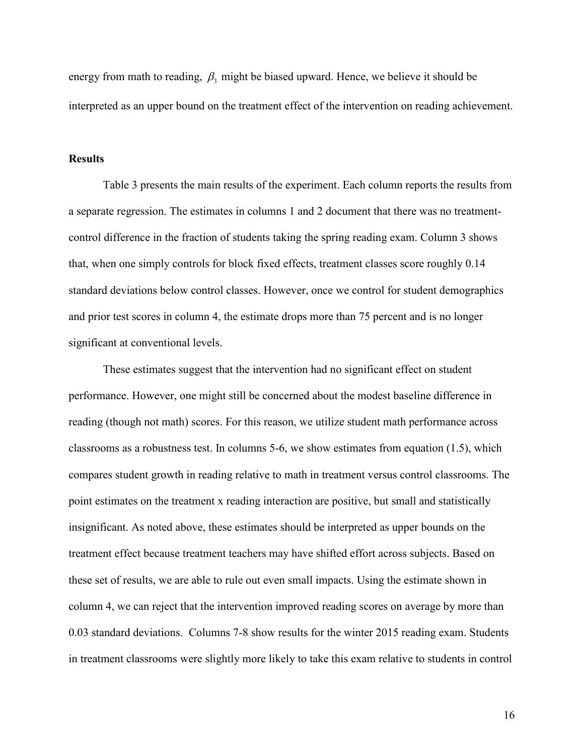energy from math to reading, $\beta_3$ might be biased upward. Hence, we believe it should be interpreted as an upper bound on the treatment effect of the intervention on reading achievement.

**Results**

Table 3 presents the main results of the experiment. Each column reports the results from a separate regression. The estimates in columns 1 and 2 document that there was no treatment-control difference in the fraction of students taking the spring reading exam. Column 3 shows that, when one simply controls for block fixed effects, treatment classes score roughly 0.14 standard deviations below control classes. However, once we control for student demographics and prior test scores in column 4, the estimate drops more than 75 percent and is no longer significant at conventional levels.

These estimates suggest that the intervention had no significant effect on student performance. However, one might still be concerned about the modest baseline difference in reading (though not math) scores. For this reason, we utilize student math performance across classrooms as a robustness test. In columns 5-6, we show estimates from equation (1.5), which compares student growth in reading relative to math in treatment versus control classrooms. The point estimates on the treatment x reading interaction are positive, but small and statistically insignificant. As noted above, these estimates should be interpreted as upper bounds on the treatment effect because treatment teachers may have shifted effort across subjects. Based on these set of results, we are able to rule out even small impacts. Using the estimate shown in column 4, we can reject that the intervention improved reading scores on average by more than 0.03 standard deviations. Columns 7-8 show results for the winter 2015 reading exam. Students in treatment classrooms were slightly more likely to take this exam relative to students in control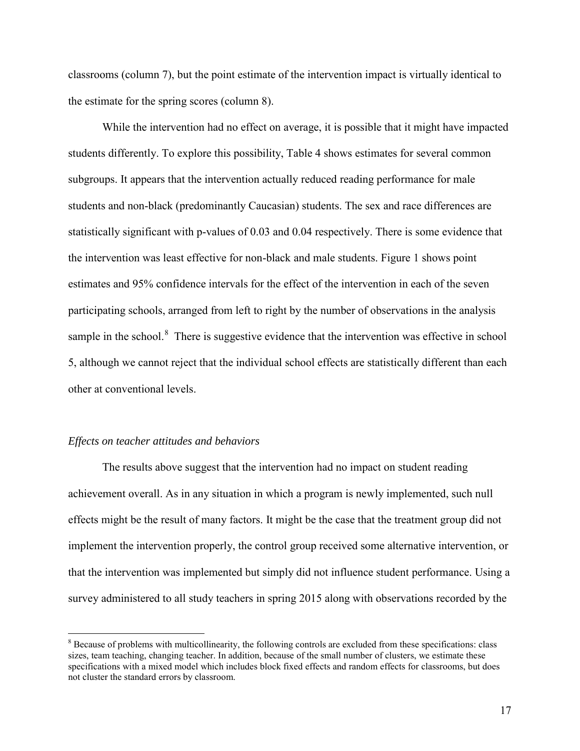classrooms (column 7), but the point estimate of the intervention impact is virtually identical to the estimate for the spring scores (column 8).

While the intervention had no effect on average, it is possible that it might have impacted students differently. To explore this possibility, Table 4 shows estimates for several common subgroups. It appears that the intervention actually reduced reading performance for male students and non-black (predominantly Caucasian) students. The sex and race differences are statistically significant with p-values of 0.03 and 0.04 respectively. There is some evidence that the intervention was least effective for non-black and male students. Figure 1 shows point estimates and 95% confidence intervals for the effect of the intervention in each of the seven participating schools, arranged from left to right by the number of observations in the analysis sample in the school.[8] There is suggestive evidence that the intervention was effective in school 5, although we cannot reject that the individual school effects are statistically different than each other at conventional levels.

### *Effects on teacher attitudes and behaviors*

The results above suggest that the intervention had no impact on student reading achievement overall. As in any situation in which a program is newly implemented, such null effects might be the result of many factors. It might be the case that the treatment group did not implement the intervention properly, the control group received some alternative intervention, or that the intervention was implemented but simply did not influence student performance. Using a survey administered to all study teachers in spring 2015 along with observations recorded by the

[8] Because of problems with multicollinearity, the following controls are excluded from these specifications: class sizes, team teaching, changing teacher. In addition, because of the small number of clusters, we estimate these specifications with a mixed model which includes block fixed effects and random effects for classrooms, but does not cluster the standard errors by classroom.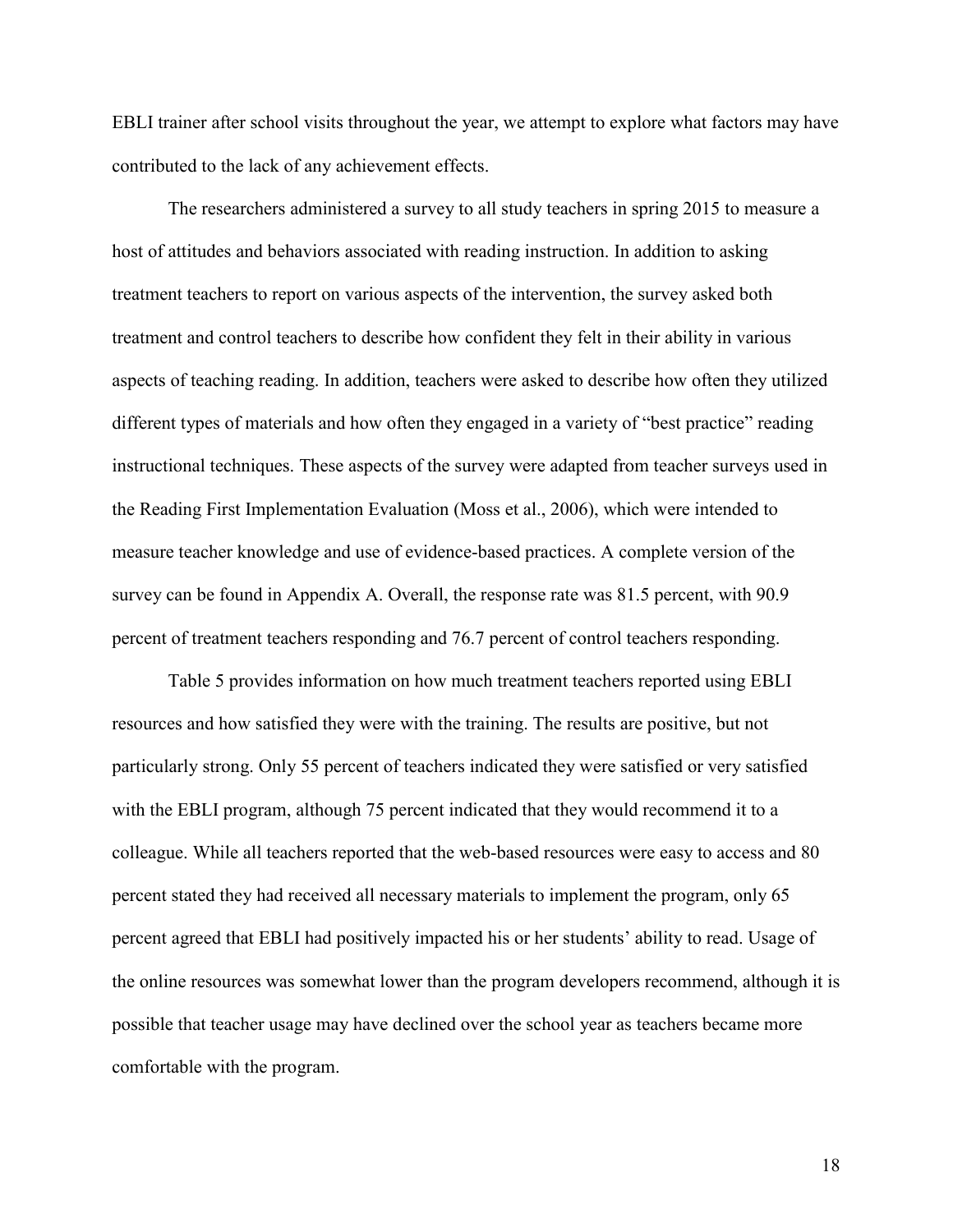EBLI trainer after school visits throughout the year, we attempt to explore what factors may have contributed to the lack of any achievement effects.

The researchers administered a survey to all study teachers in spring 2015 to measure a host of attitudes and behaviors associated with reading instruction. In addition to asking treatment teachers to report on various aspects of the intervention, the survey asked both treatment and control teachers to describe how confident they felt in their ability in various aspects of teaching reading. In addition, teachers were asked to describe how often they utilized different types of materials and how often they engaged in a variety of "best practice" reading instructional techniques. These aspects of the survey were adapted from teacher surveys used in the Reading First Implementation Evaluation (Moss et al., 2006), which were intended to measure teacher knowledge and use of evidence-based practices. A complete version of the survey can be found in Appendix A. Overall, the response rate was 81.5 percent, with 90.9 percent of treatment teachers responding and 76.7 percent of control teachers responding.

Table 5 provides information on how much treatment teachers reported using EBLI resources and how satisfied they were with the training. The results are positive, but not particularly strong. Only 55 percent of teachers indicated they were satisfied or very satisfied with the EBLI program, although 75 percent indicated that they would recommend it to a colleague. While all teachers reported that the web-based resources were easy to access and 80 percent stated they had received all necessary materials to implement the program, only 65 percent agreed that EBLI had positively impacted his or her students' ability to read. Usage of the online resources was somewhat lower than the program developers recommend, although it is possible that teacher usage may have declined over the school year as teachers became more comfortable with the program.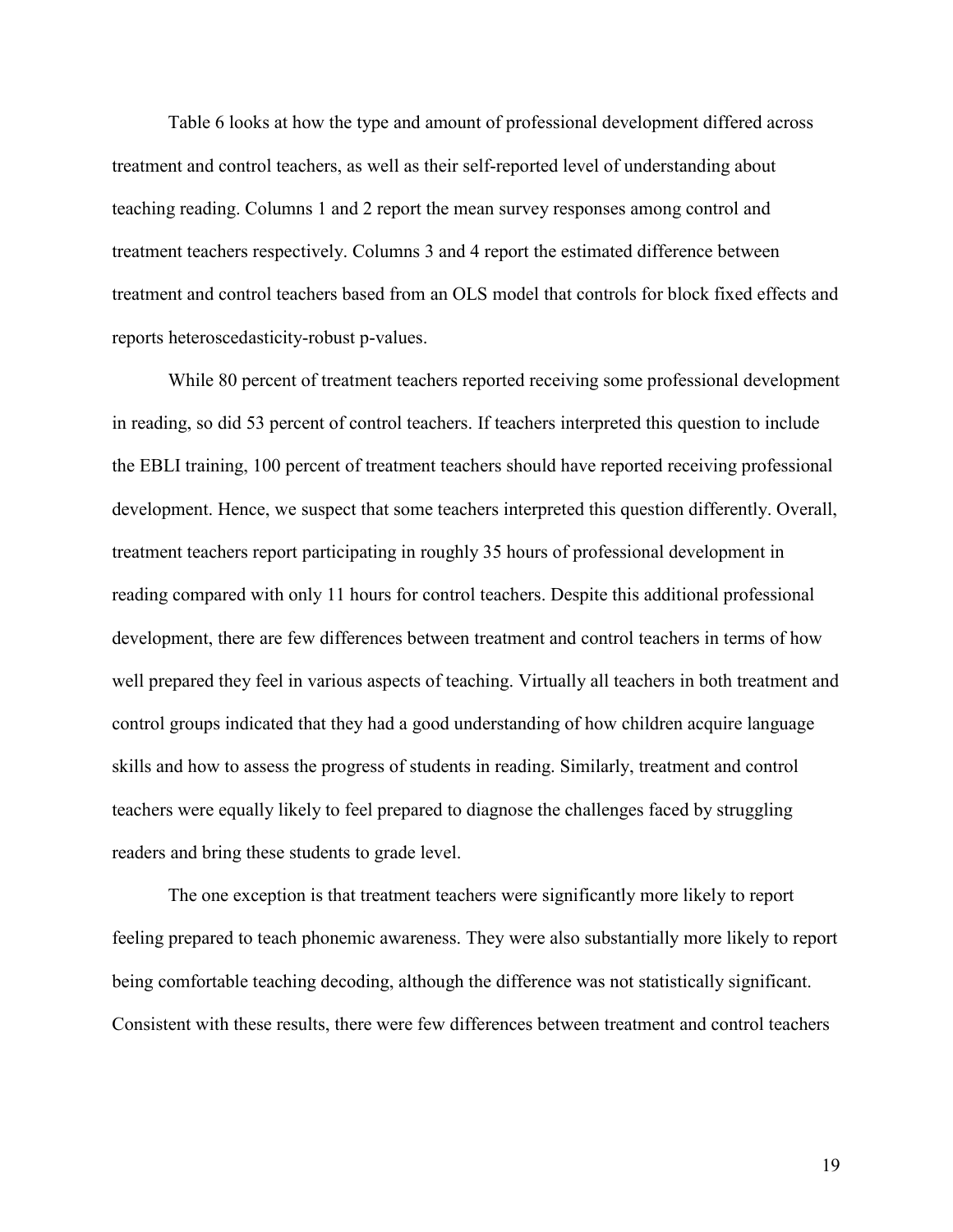Table 6 looks at how the type and amount of professional development differed across treatment and control teachers, as well as their self-reported level of understanding about teaching reading. Columns 1 and 2 report the mean survey responses among control and treatment teachers respectively. Columns 3 and 4 report the estimated difference between treatment and control teachers based from an OLS model that controls for block fixed effects and reports heteroscedasticity-robust p-values.

While 80 percent of treatment teachers reported receiving some professional development in reading, so did 53 percent of control teachers. If teachers interpreted this question to include the EBLI training, 100 percent of treatment teachers should have reported receiving professional development. Hence, we suspect that some teachers interpreted this question differently. Overall, treatment teachers report participating in roughly 35 hours of professional development in reading compared with only 11 hours for control teachers. Despite this additional professional development, there are few differences between treatment and control teachers in terms of how well prepared they feel in various aspects of teaching. Virtually all teachers in both treatment and control groups indicated that they had a good understanding of how children acquire language skills and how to assess the progress of students in reading. Similarly, treatment and control teachers were equally likely to feel prepared to diagnose the challenges faced by struggling readers and bring these students to grade level.

The one exception is that treatment teachers were significantly more likely to report feeling prepared to teach phonemic awareness. They were also substantially more likely to report being comfortable teaching decoding, although the difference was not statistically significant. Consistent with these results, there were few differences between treatment and control teachers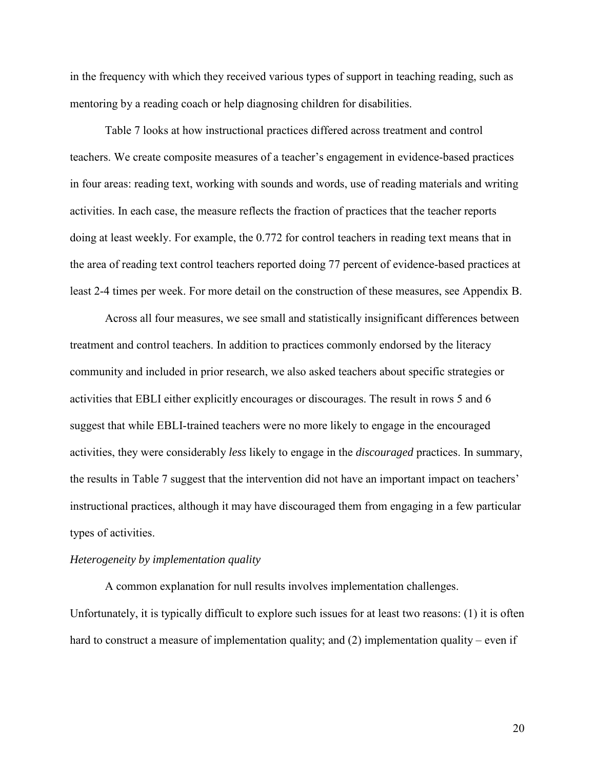in the frequency with which they received various types of support in teaching reading, such as mentoring by a reading coach or help diagnosing children for disabilities.

Table 7 looks at how instructional practices differed across treatment and control teachers. We create composite measures of a teacher's engagement in evidence-based practices in four areas: reading text, working with sounds and words, use of reading materials and writing activities. In each case, the measure reflects the fraction of practices that the teacher reports doing at least weekly. For example, the 0.772 for control teachers in reading text means that in the area of reading text control teachers reported doing 77 percent of evidence-based practices at least 2-4 times per week. For more detail on the construction of these measures, see Appendix B.

Across all four measures, we see small and statistically insignificant differences between treatment and control teachers. In addition to practices commonly endorsed by the literacy community and included in prior research, we also asked teachers about specific strategies or activities that EBLI either explicitly encourages or discourages. The result in rows 5 and 6 suggest that while EBLI-trained teachers were no more likely to engage in the encouraged activities, they were considerably *less* likely to engage in the *discouraged* practices. In summary, the results in Table 7 suggest that the intervention did not have an important impact on teachers' instructional practices, although it may have discouraged them from engaging in a few particular types of activities.

*Heterogeneity by implementation quality*

A common explanation for null results involves implementation challenges. Unfortunately, it is typically difficult to explore such issues for at least two reasons: (1) it is often hard to construct a measure of implementation quality; and (2) implementation quality – even if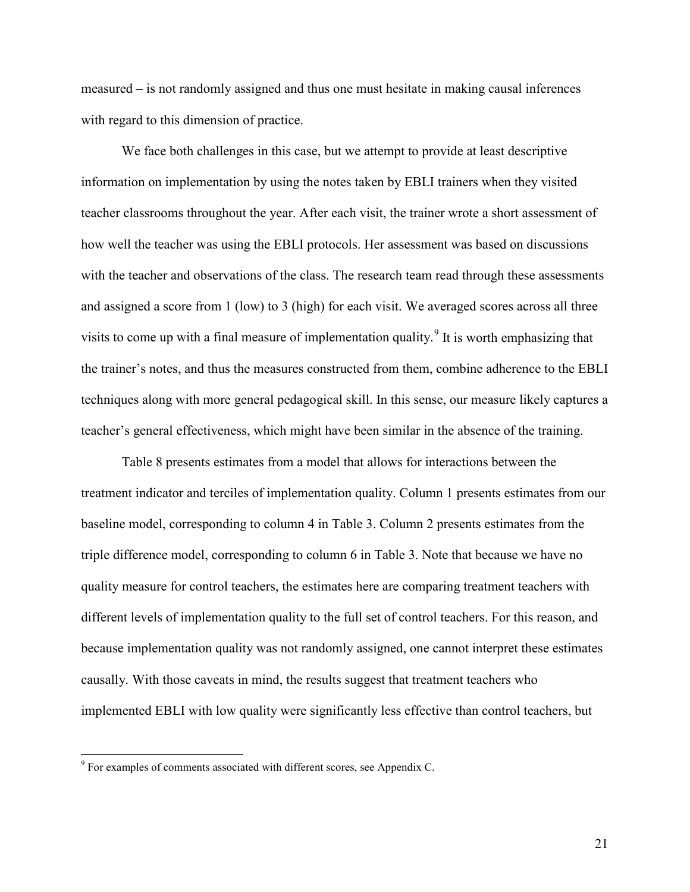measured – is not randomly assigned and thus one must hesitate in making causal inferences with regard to this dimension of practice.

We face both challenges in this case, but we attempt to provide at least descriptive information on implementation by using the notes taken by EBLI trainers when they visited teacher classrooms throughout the year. After each visit, the trainer wrote a short assessment of how well the teacher was using the EBLI protocols. Her assessment was based on discussions with the teacher and observations of the class. The research team read through these assessments and assigned a score from 1 (low) to 3 (high) for each visit. We averaged scores across all three visits to come up with a final measure of implementation quality.[9] It is worth emphasizing that the trainer's notes, and thus the measures constructed from them, combine adherence to the EBLI techniques along with more general pedagogical skill. In this sense, our measure likely captures a teacher's general effectiveness, which might have been similar in the absence of the training.

Table 8 presents estimates from a model that allows for interactions between the treatment indicator and terciles of implementation quality. Column 1 presents estimates from our baseline model, corresponding to column 4 in Table 3. Column 2 presents estimates from the triple difference model, corresponding to column 6 in Table 3. Note that because we have no quality measure for control teachers, the estimates here are comparing treatment teachers with different levels of implementation quality to the full set of control teachers. For this reason, and because implementation quality was not randomly assigned, one cannot interpret these estimates causally. With those caveats in mind, the results suggest that treatment teachers who implemented EBLI with low quality were significantly less effective than control teachers, but

[9] For examples of comments associated with different scores, see Appendix C.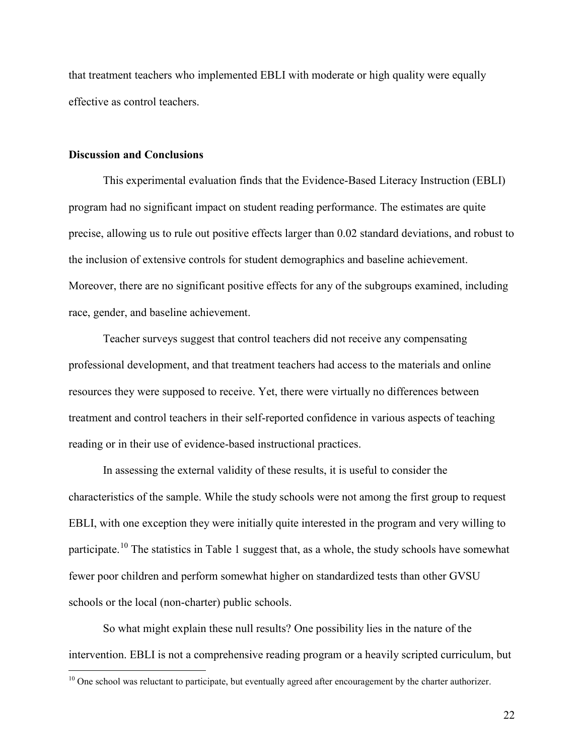that treatment teachers who implemented EBLI with moderate or high quality were equally effective as control teachers.

## Discussion and Conclusions

This experimental evaluation finds that the Evidence-Based Literacy Instruction (EBLI) program had no significant impact on student reading performance. The estimates are quite precise, allowing us to rule out positive effects larger than 0.02 standard deviations, and robust to the inclusion of extensive controls for student demographics and baseline achievement. Moreover, there are no significant positive effects for any of the subgroups examined, including race, gender, and baseline achievement.

Teacher surveys suggest that control teachers did not receive any compensating professional development, and that treatment teachers had access to the materials and online resources they were supposed to receive. Yet, there were virtually no differences between treatment and control teachers in their self-reported confidence in various aspects of teaching reading or in their use of evidence-based instructional practices.

In assessing the external validity of these results, it is useful to consider the characteristics of the sample. While the study schools were not among the first group to request EBLI, with one exception they were initially quite interested in the program and very willing to participate.[10] The statistics in Table 1 suggest that, as a whole, the study schools have somewhat fewer poor children and perform somewhat higher on standardized tests than other GVSU schools or the local (non-charter) public schools.

So what might explain these null results? One possibility lies in the nature of the intervention. EBLI is not a comprehensive reading program or a heavily scripted curriculum, but

[10] One school was reluctant to participate, but eventually agreed after encouragement by the charter authorizer.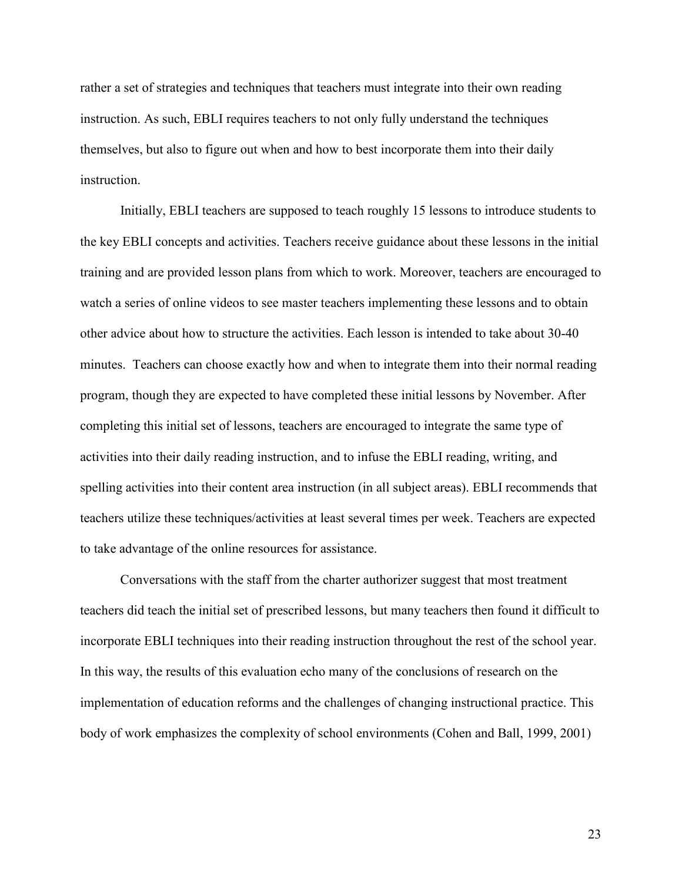rather a set of strategies and techniques that teachers must integrate into their own reading instruction. As such, EBLI requires teachers to not only fully understand the techniques themselves, but also to figure out when and how to best incorporate them into their daily instruction.

Initially, EBLI teachers are supposed to teach roughly 15 lessons to introduce students to the key EBLI concepts and activities. Teachers receive guidance about these lessons in the initial training and are provided lesson plans from which to work. Moreover, teachers are encouraged to watch a series of online videos to see master teachers implementing these lessons and to obtain other advice about how to structure the activities. Each lesson is intended to take about 30-40 minutes. Teachers can choose exactly how and when to integrate them into their normal reading program, though they are expected to have completed these initial lessons by November. After completing this initial set of lessons, teachers are encouraged to integrate the same type of activities into their daily reading instruction, and to infuse the EBLI reading, writing, and spelling activities into their content area instruction (in all subject areas). EBLI recommends that teachers utilize these techniques/activities at least several times per week. Teachers are expected to take advantage of the online resources for assistance.

Conversations with the staff from the charter authorizer suggest that most treatment teachers did teach the initial set of prescribed lessons, but many teachers then found it difficult to incorporate EBLI techniques into their reading instruction throughout the rest of the school year. In this way, the results of this evaluation echo many of the conclusions of research on the implementation of education reforms and the challenges of changing instructional practice. This body of work emphasizes the complexity of school environments (Cohen and Ball, 1999, 2001)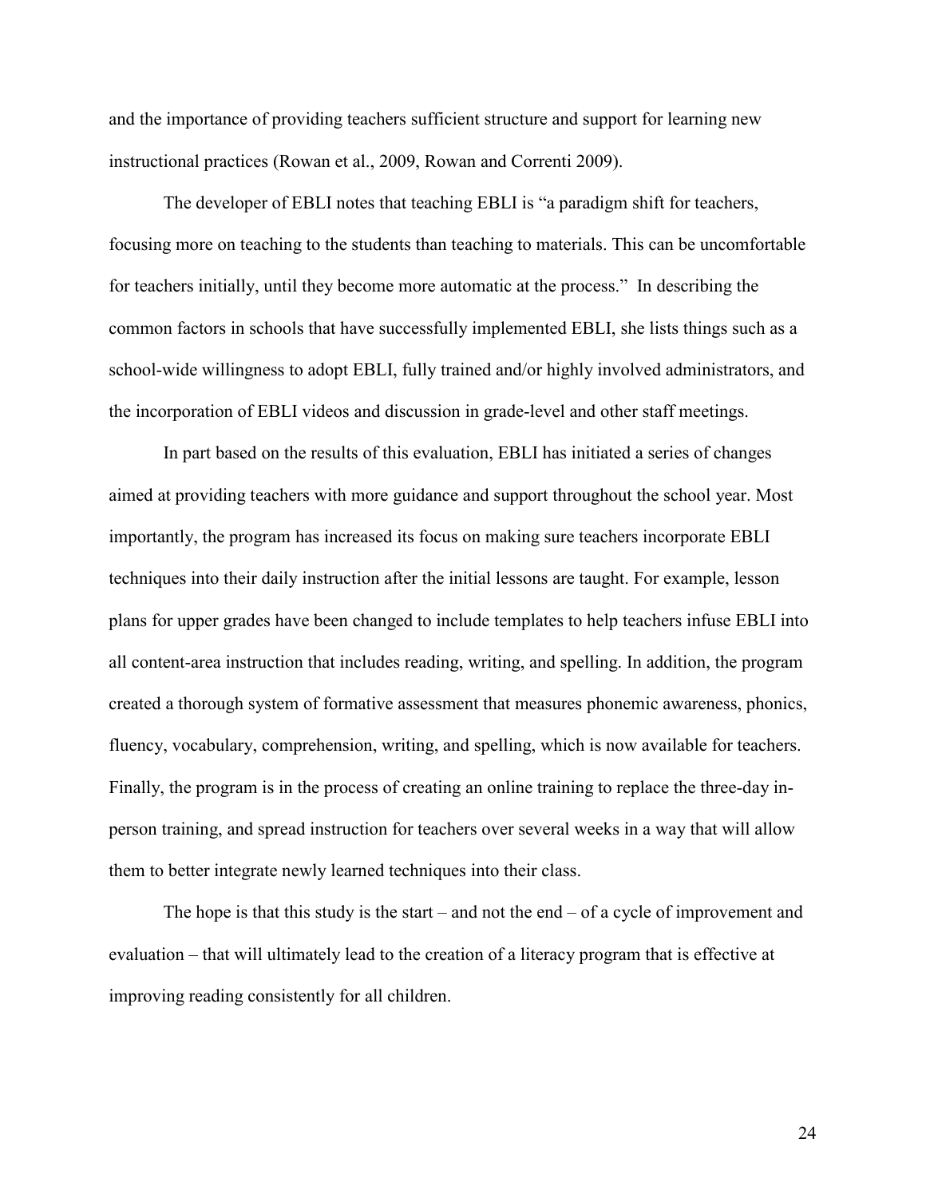and the importance of providing teachers sufficient structure and support for learning new instructional practices (Rowan et al., 2009, Rowan and Correnti 2009).

The developer of EBLI notes that teaching EBLI is "a paradigm shift for teachers, focusing more on teaching to the students than teaching to materials. This can be uncomfortable for teachers initially, until they become more automatic at the process." In describing the common factors in schools that have successfully implemented EBLI, she lists things such as a school-wide willingness to adopt EBLI, fully trained and/or highly involved administrators, and the incorporation of EBLI videos and discussion in grade-level and other staff meetings.

In part based on the results of this evaluation, EBLI has initiated a series of changes aimed at providing teachers with more guidance and support throughout the school year. Most importantly, the program has increased its focus on making sure teachers incorporate EBLI techniques into their daily instruction after the initial lessons are taught. For example, lesson plans for upper grades have been changed to include templates to help teachers infuse EBLI into all content-area instruction that includes reading, writing, and spelling. In addition, the program created a thorough system of formative assessment that measures phonemic awareness, phonics, fluency, vocabulary, comprehension, writing, and spelling, which is now available for teachers. Finally, the program is in the process of creating an online training to replace the three-day in-person training, and spread instruction for teachers over several weeks in a way that will allow them to better integrate newly learned techniques into their class.

The hope is that this study is the start – and not the end – of a cycle of improvement and evaluation – that will ultimately lead to the creation of a literacy program that is effective at improving reading consistently for all children.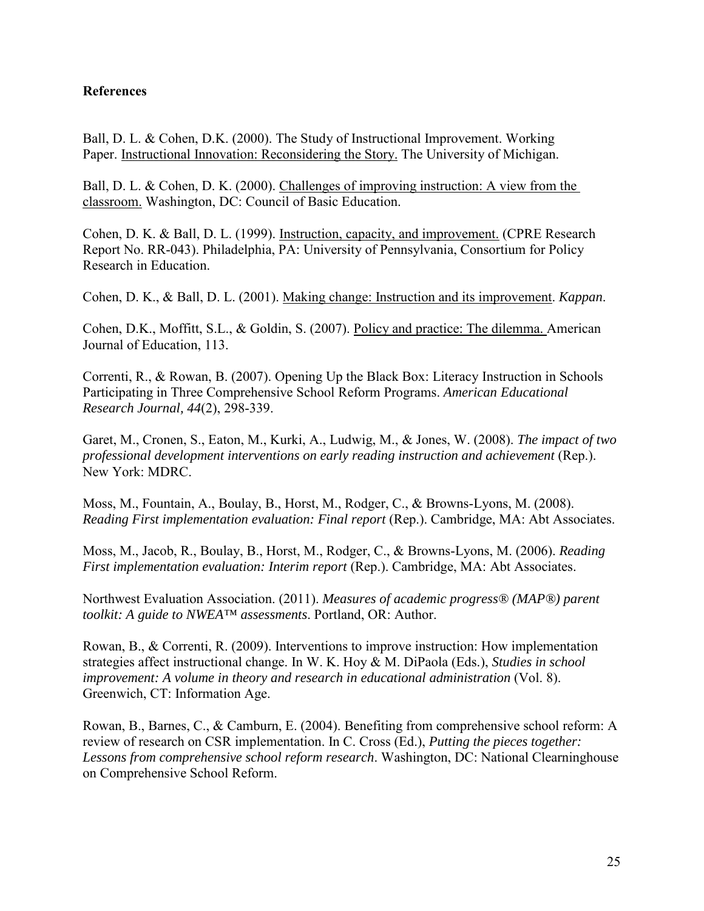**References**

Ball, D. L. & Cohen, D.K. (2000). The Study of Instructional Improvement. Working Paper. Instructional Innovation: Reconsidering the Story. The University of Michigan.

Ball, D. L. & Cohen, D. K. (2000). Challenges of improving instruction: A view from the classroom. Washington, DC: Council of Basic Education.

Cohen, D. K. & Ball, D. L. (1999). Instruction, capacity, and improvement. (CPRE Research Report No. RR-043). Philadelphia, PA: University of Pennsylvania, Consortium for Policy Research in Education.

Cohen, D. K., & Ball, D. L. (2001). Making change: Instruction and its improvement. *Kappan*.

Cohen, D.K., Moffitt, S.L., & Goldin, S. (2007). Policy and practice: The dilemma. American Journal of Education, 113.

Correnti, R., & Rowan, B. (2007). Opening Up the Black Box: Literacy Instruction in Schools Participating in Three Comprehensive School Reform Programs. *American Educational Research Journal, 44*(2), 298-339.

Garet, M., Cronen, S., Eaton, M., Kurki, A., Ludwig, M., & Jones, W. (2008). *The impact of two professional development interventions on early reading instruction and achievement* (Rep.). New York: MDRC.

Moss, M., Fountain, A., Boulay, B., Horst, M., Rodger, C., & Browns-Lyons, M. (2008). *Reading First implementation evaluation: Final report* (Rep.). Cambridge, MA: Abt Associates.

Moss, M., Jacob, R., Boulay, B., Horst, M., Rodger, C., & Browns-Lyons, M. (2006). *Reading First implementation evaluation: Interim report* (Rep.). Cambridge, MA: Abt Associates.

Northwest Evaluation Association. (2011). *Measures of academic progress® (MAP®) parent toolkit: A guide to NWEA™ assessments*. Portland, OR: Author.

Rowan, B., & Correnti, R. (2009). Interventions to improve instruction: How implementation strategies affect instructional change. In W. K. Hoy & M. DiPaola (Eds.), *Studies in school improvement: A volume in theory and research in educational administration* (Vol. 8). Greenwich, CT: Information Age.

Rowan, B., Barnes, C., & Camburn, E. (2004). Benefiting from comprehensive school reform: A review of research on CSR implementation. In C. Cross (Ed.), *Putting the pieces together: Lessons from comprehensive school reform research*. Washington, DC: National Clearninghouse on Comprehensive School Reform.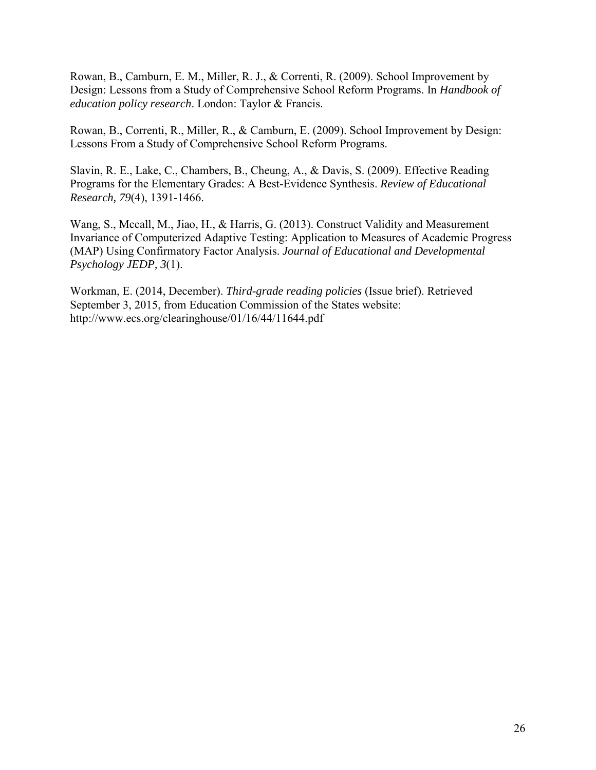Rowan, B., Camburn, E. M., Miller, R. J., & Correnti, R. (2009). School Improvement by Design: Lessons from a Study of Comprehensive School Reform Programs. In *Handbook of education policy research*. London: Taylor & Francis.

Rowan, B., Correnti, R., Miller, R., & Camburn, E. (2009). School Improvement by Design: Lessons From a Study of Comprehensive School Reform Programs.

Slavin, R. E., Lake, C., Chambers, B., Cheung, A., & Davis, S. (2009). Effective Reading Programs for the Elementary Grades: A Best-Evidence Synthesis. *Review of Educational Research, 79*(4), 1391-1466.

Wang, S., Mccall, M., Jiao, H., & Harris, G. (2013). Construct Validity and Measurement Invariance of Computerized Adaptive Testing: Application to Measures of Academic Progress (MAP) Using Confirmatory Factor Analysis. *Journal of Educational and Developmental Psychology JEDP, 3*(1).

Workman, E. (2014, December). *Third-grade reading policies* (Issue brief). Retrieved September 3, 2015, from Education Commission of the States website: http://www.ecs.org/clearinghouse/01/16/44/11644.pdf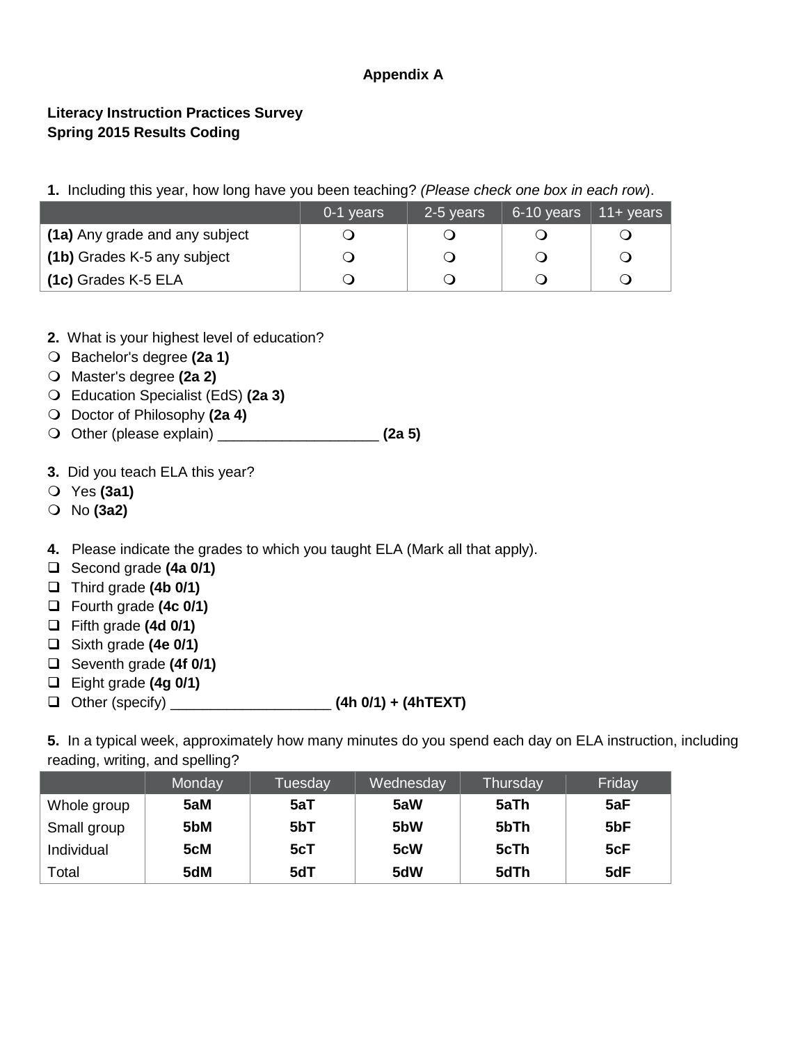# Appendix A

## Literacy Instruction Practices Survey
## Spring 2015 Results Coding

**1.** Including this year, how long have you been teaching? *(Please check one box in each row)*.

| | 0-1 years | 2-5 years | 6-10 years | 11+ years |
|---|---|---|---|---|
| **(1a)** Any grade and any subject | ❍ | ❍ | ❍ | ❍ |
| **(1b)** Grades K-5 any subject | ❍ | ❍ | ❍ | ❍ |
| **(1c)** Grades K-5 ELA | ❍ | ❍ | ❍ | ❍ |

**2.** What is your highest level of education?

- ❍ Bachelor's degree **(2a 1)**
- ❍ Master's degree **(2a 2)**
- ❍ Education Specialist (EdS) **(2a 3)**
- ❍ Doctor of Philosophy **(2a 4)**
- ❍ Other (please explain) ____________________ **(2a 5)**

**3.** Did you teach ELA this year?

- ❍ Yes **(3a1)**
- ❍ No **(3a2)**

**4.** Please indicate the grades to which you taught ELA (Mark all that apply).

- ☐ Second grade **(4a 0/1)**
- ☐ Third grade **(4b 0/1)**
- ☐ Fourth grade **(4c 0/1)**
- ☐ Fifth grade **(4d 0/1)**
- ☐ Sixth grade **(4e 0/1)**
- ☐ Seventh grade **(4f 0/1)**
- ☐ Eight grade **(4g 0/1)**
- ☐ Other (specify) ____________________ **(4h 0/1) + (4hTEXT)**

**5.** In a typical week, approximately how many minutes do you spend each day on ELA instruction, including reading, writing, and spelling?

| | Monday | Tuesday | Wednesday | Thursday | Friday |
|---|---|---|---|---|---|
| Whole group | **5aM** | **5aT** | **5aW** | **5aTh** | **5aF** |
| Small group | **5bM** | **5bT** | **5bW** | **5bTh** | **5bF** |
| Individual | **5cM** | **5cT** | **5cW** | **5cTh** | **5cF** |
| Total | **5dM** | **5dT** | **5dW** | **5dTh** | **5dF** |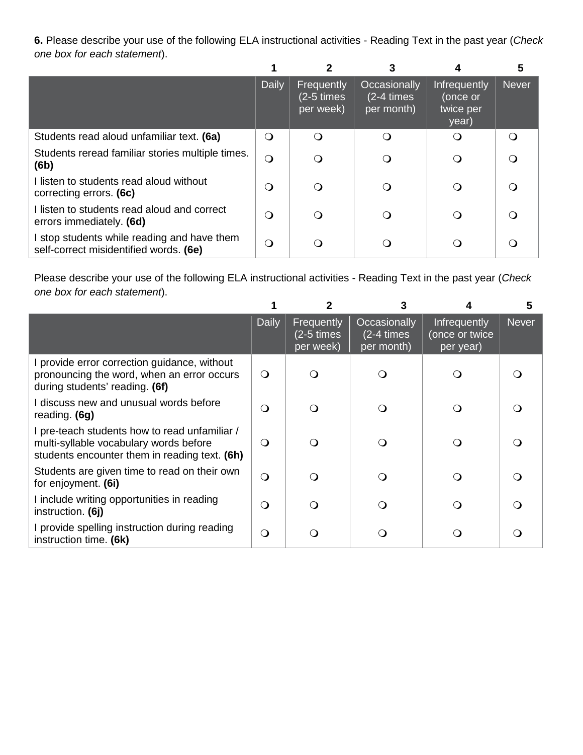**6.** Please describe your use of the following ELA instructional activities - Reading Text in the past year (*Check one box for each statement*).

| | 1<br>Daily | 2<br>Frequently (2-5 times per week) | 3<br>Occasionally (2-4 times per month) | 4<br>Infrequently (once or twice per year) | 5<br>Never |
|---|---|---|---|---|---|
| Students read aloud unfamiliar text. **(6a)** | ❍ | ❍ | ❍ | ❍ | ❍ |
| Students reread familiar stories multiple times. **(6b)** | ❍ | ❍ | ❍ | ❍ | ❍ |
| I listen to students read aloud without correcting errors. **(6c)** | ❍ | ❍ | ❍ | ❍ | ❍ |
| I listen to students read aloud and correct errors immediately. **(6d)** | ❍ | ❍ | ❍ | ❍ | ❍ |
| I stop students while reading and have them self-correct misidentified words. **(6e)** | ❍ | ❍ | ❍ | ❍ | ❍ |

Please describe your use of the following ELA instructional activities - Reading Text in the past year (*Check one box for each statement*).

| | 1<br>Daily | 2<br>Frequently (2-5 times per week) | 3<br>Occasionally (2-4 times per month) | 4<br>Infrequently (once or twice per year) | 5<br>Never |
|---|---|---|---|---|---|
| I provide error correction guidance, without pronouncing the word, when an error occurs during students' reading. **(6f)** | ❍ | ❍ | ❍ | ❍ | ❍ |
| I discuss new and unusual words before reading. **(6g)** | ❍ | ❍ | ❍ | ❍ | ❍ |
| I pre-teach students how to read unfamiliar / multi-syllable vocabulary words before students encounter them in reading text. **(6h)** | ❍ | ❍ | ❍ | ❍ | ❍ |
| Students are given time to read on their own for enjoyment. **(6i)** | ❍ | ❍ | ❍ | ❍ | ❍ |
| I include writing opportunities in reading instruction. **(6j)** | ❍ | ❍ | ❍ | ❍ | ❍ |
| I provide spelling instruction during reading instruction time. **(6k)** | ❍ | ❍ | ❍ | ❍ | ❍ |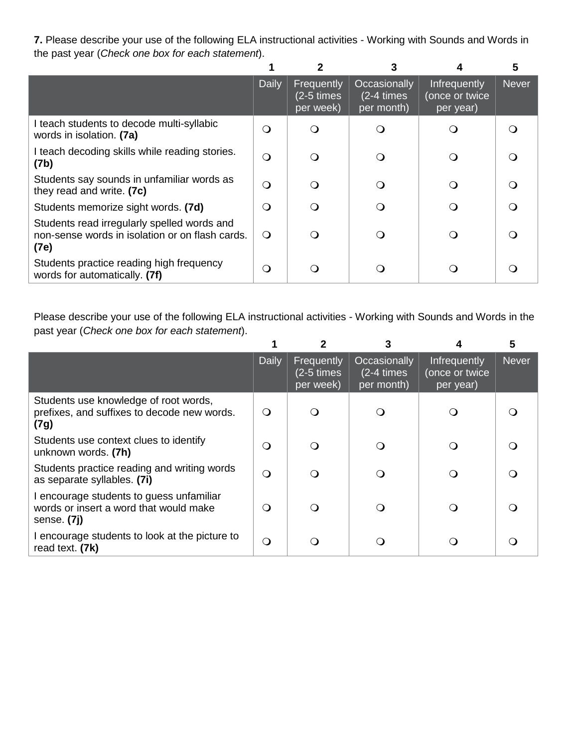**7.** Please describe your use of the following ELA instructional activities - Working with Sounds and Words in the past year (*Check one box for each statement*).

| | 1 | 2 | 3 | 4 | 5 |
|---|---|---|---|---|---|
| | Daily | Frequently (2-5 times per week) | Occasionally (2-4 times per month) | Infrequently (once or twice per year) | Never |
| I teach students to decode multi-syllabic words in isolation. **(7a)** | ❍ | ❍ | ❍ | ❍ | ❍ |
| I teach decoding skills while reading stories. **(7b)** | ❍ | ❍ | ❍ | ❍ | ❍ |
| Students say sounds in unfamiliar words as they read and write. **(7c)** | ❍ | ❍ | ❍ | ❍ | ❍ |
| Students memorize sight words. **(7d)** | ❍ | ❍ | ❍ | ❍ | ❍ |
| Students read irregularly spelled words and non-sense words in isolation or on flash cards. **(7e)** | ❍ | ❍ | ❍ | ❍ | ❍ |
| Students practice reading high frequency words for automatically. **(7f)** | ❍ | ❍ | ❍ | ❍ | ❍ |

Please describe your use of the following ELA instructional activities - Working with Sounds and Words in the past year (*Check one box for each statement*).

| | 1 | 2 | 3 | 4 | 5 |
|---|---|---|---|---|---|
| | Daily | Frequently (2-5 times per week) | Occasionally (2-4 times per month) | Infrequently (once or twice per year) | Never |
| Students use knowledge of root words, prefixes, and suffixes to decode new words. **(7g)** | ❍ | ❍ | ❍ | ❍ | ❍ |
| Students use context clues to identify unknown words. **(7h)** | ❍ | ❍ | ❍ | ❍ | ❍ |
| Students practice reading and writing words as separate syllables. **(7i)** | ❍ | ❍ | ❍ | ❍ | ❍ |
| I encourage students to guess unfamiliar words or insert a word that would make sense. **(7j)** | ❍ | ❍ | ❍ | ❍ | ❍ |
| I encourage students to look at the picture to read text. **(7k)** | ❍ | ❍ | ❍ | ❍ | ❍ |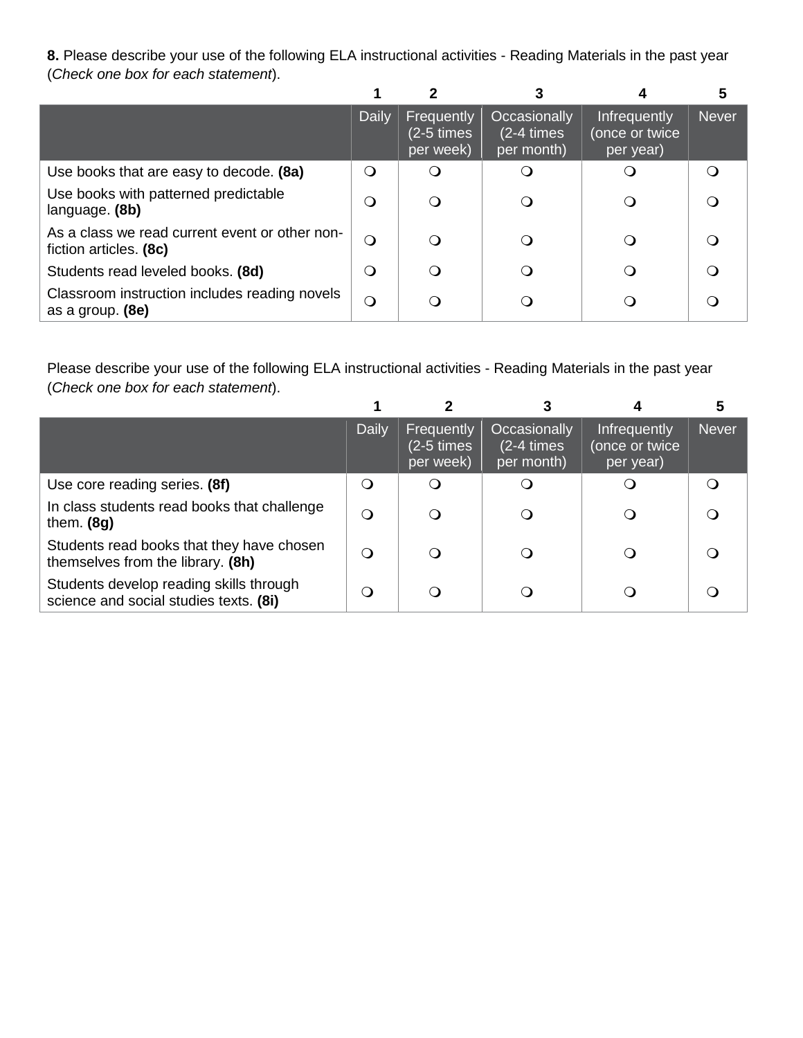**8.** Please describe your use of the following ELA instructional activities - Reading Materials in the past year (*Check one box for each statement*).

| | 1<br>Daily | 2<br>Frequently (2-5 times per week) | 3<br>Occasionally (2-4 times per month) | 4<br>Infrequently (once or twice per year) | 5<br>Never |
|---|---|---|---|---|---|
| Use books that are easy to decode. **(8a)** | ❍ | ❍ | ❍ | ❍ | ❍ |
| Use books with patterned predictable language. **(8b)** | ❍ | ❍ | ❍ | ❍ | ❍ |
| As a class we read current event or other non-fiction articles. **(8c)** | ❍ | ❍ | ❍ | ❍ | ❍ |
| Students read leveled books. **(8d)** | ❍ | ❍ | ❍ | ❍ | ❍ |
| Classroom instruction includes reading novels as a group. **(8e)** | ❍ | ❍ | ❍ | ❍ | ❍ |

Please describe your use of the following ELA instructional activities - Reading Materials in the past year (*Check one box for each statement*).

| | 1<br>Daily | 2<br>Frequently (2-5 times per week) | 3<br>Occasionally (2-4 times per month) | 4<br>Infrequently (once or twice per year) | 5<br>Never |
|---|---|---|---|---|---|
| Use core reading series. **(8f)** | ❍ | ❍ | ❍ | ❍ | ❍ |
| In class students read books that challenge them. **(8g)** | ❍ | ❍ | ❍ | ❍ | ❍ |
| Students read books that they have chosen themselves from the library. **(8h)** | ❍ | ❍ | ❍ | ❍ | ❍ |
| Students develop reading skills through science and social studies texts. **(8i)** | ❍ | ❍ | ❍ | ❍ | ❍ |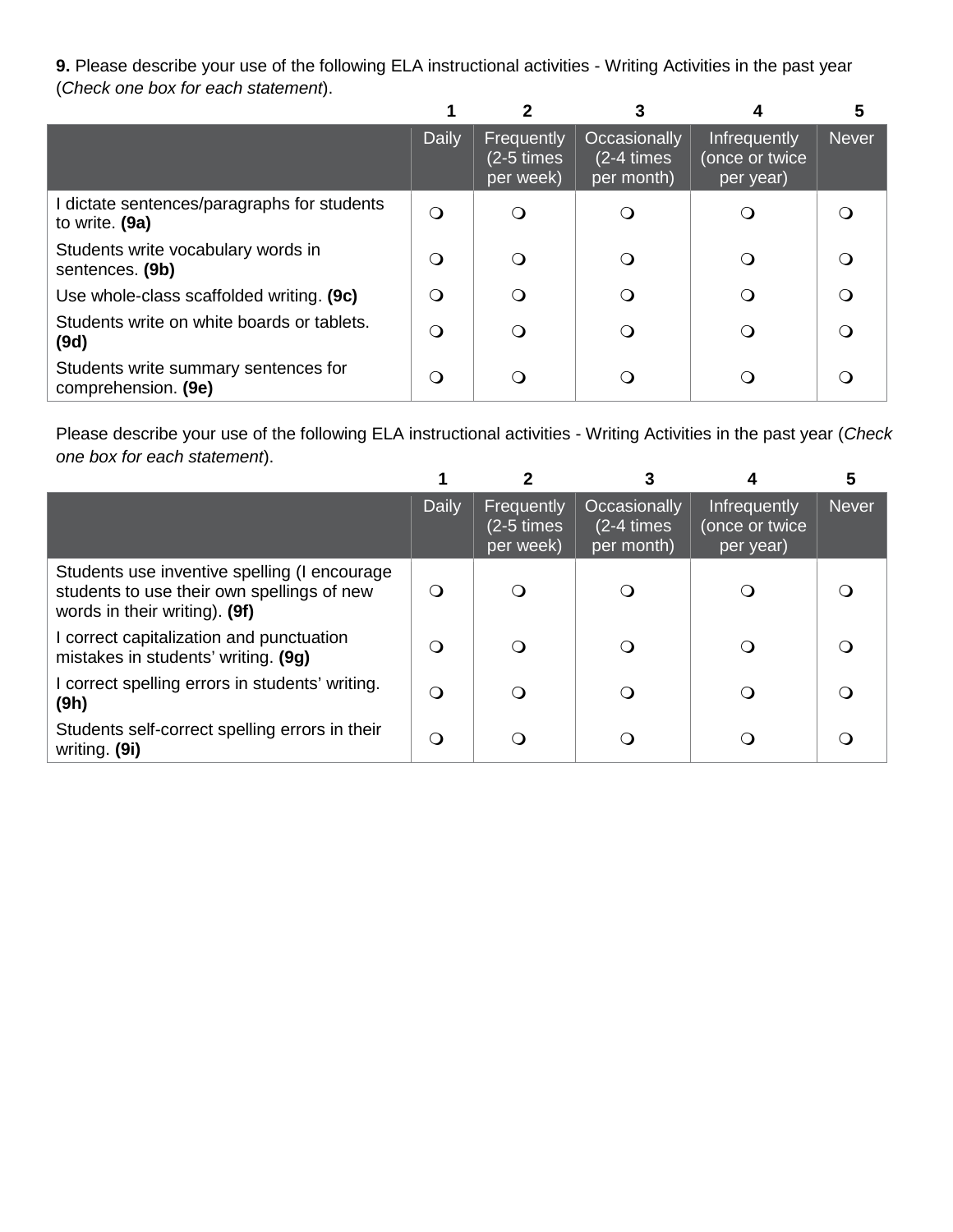**9.** Please describe your use of the following ELA instructional activities - Writing Activities in the past year (*Check one box for each statement*).

| | 1<br>Daily | 2<br>Frequently (2-5 times per week) | 3<br>Occasionally (2-4 times per month) | 4<br>Infrequently (once or twice per year) | 5<br>Never |
|---|---|---|---|---|---|
| I dictate sentences/paragraphs for students to write. **(9a)** | ❍ | ❍ | ❍ | ❍ | ❍ |
| Students write vocabulary words in sentences. **(9b)** | ❍ | ❍ | ❍ | ❍ | ❍ |
| Use whole-class scaffolded writing. **(9c)** | ❍ | ❍ | ❍ | ❍ | ❍ |
| Students write on white boards or tablets. **(9d)** | ❍ | ❍ | ❍ | ❍ | ❍ |
| Students write summary sentences for comprehension. **(9e)** | ❍ | ❍ | ❍ | ❍ | ❍ |

Please describe your use of the following ELA instructional activities - Writing Activities in the past year (*Check one box for each statement*).

| | 1<br>Daily | 2<br>Frequently (2-5 times per week) | 3<br>Occasionally (2-4 times per month) | 4<br>Infrequently (once or twice per year) | 5<br>Never |
|---|---|---|---|---|---|
| Students use inventive spelling (I encourage students to use their own spellings of new words in their writing). **(9f)** | ❍ | ❍ | ❍ | ❍ | ❍ |
| I correct capitalization and punctuation mistakes in students' writing. **(9g)** | ❍ | ❍ | ❍ | ❍ | ❍ |
| I correct spelling errors in students' writing. **(9h)** | ❍ | ❍ | ❍ | ❍ | ❍ |
| Students self-correct spelling errors in their writing. **(9i)** | ❍ | ❍ | ❍ | ❍ | ❍ |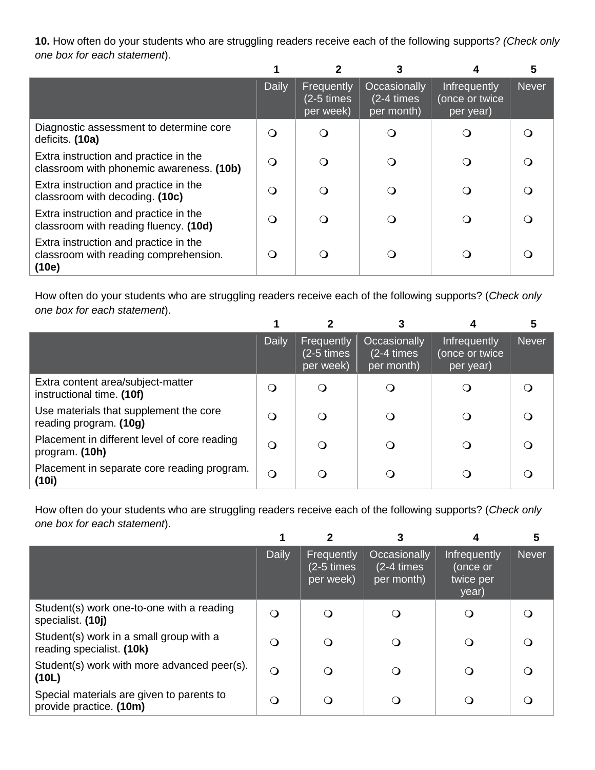**10.** How often do your students who are struggling readers receive each of the following supports? *(Check only one box for each statement)*.

| | 1 | 2 | 3 | 4 | 5 |
|---|---|---|---|---|---|
| | Daily | Frequently (2-5 times per week) | Occasionally (2-4 times per month) | Infrequently (once or twice per year) | Never |
| Diagnostic assessment to determine core deficits. **(10a)** | ❍ | ❍ | ❍ | ❍ | ❍ |
| Extra instruction and practice in the classroom with phonemic awareness. **(10b)** | ❍ | ❍ | ❍ | ❍ | ❍ |
| Extra instruction and practice in the classroom with decoding. **(10c)** | ❍ | ❍ | ❍ | ❍ | ❍ |
| Extra instruction and practice in the classroom with reading fluency. **(10d)** | ❍ | ❍ | ❍ | ❍ | ❍ |
| Extra instruction and practice in the classroom with reading comprehension. **(10e)** | ❍ | ❍ | ❍ | ❍ | ❍ |

How often do your students who are struggling readers receive each of the following supports? (*Check only one box for each statement*).

| | 1 | 2 | 3 | 4 | 5 |
|---|---|---|---|---|---|
| | Daily | Frequently (2-5 times per week) | Occasionally (2-4 times per month) | Infrequently (once or twice per year) | Never |
| Extra content area/subject-matter instructional time. **(10f)** | ❍ | ❍ | ❍ | ❍ | ❍ |
| Use materials that supplement the core reading program. **(10g)** | ❍ | ❍ | ❍ | ❍ | ❍ |
| Placement in different level of core reading program. **(10h)** | ❍ | ❍ | ❍ | ❍ | ❍ |
| Placement in separate core reading program. **(10i)** | ❍ | ❍ | ❍ | ❍ | ❍ |

How often do your students who are struggling readers receive each of the following supports? (*Check only one box for each statement*).

| | 1 | 2 | 3 | 4 | 5 |
|---|---|---|---|---|---|
| | Daily | Frequently (2-5 times per week) | Occasionally (2-4 times per month) | Infrequently (once or twice per year) | Never |
| Student(s) work one-to-one with a reading specialist. **(10j)** | ❍ | ❍ | ❍ | ❍ | ❍ |
| Student(s) work in a small group with a reading specialist. **(10k)** | ❍ | ❍ | ❍ | ❍ | ❍ |
| Student(s) work with more advanced peer(s). **(10L)** | ❍ | ❍ | ❍ | ❍ | ❍ |
| Special materials are given to parents to provide practice. **(10m)** | ❍ | ❍ | ❍ | ❍ | ❍ |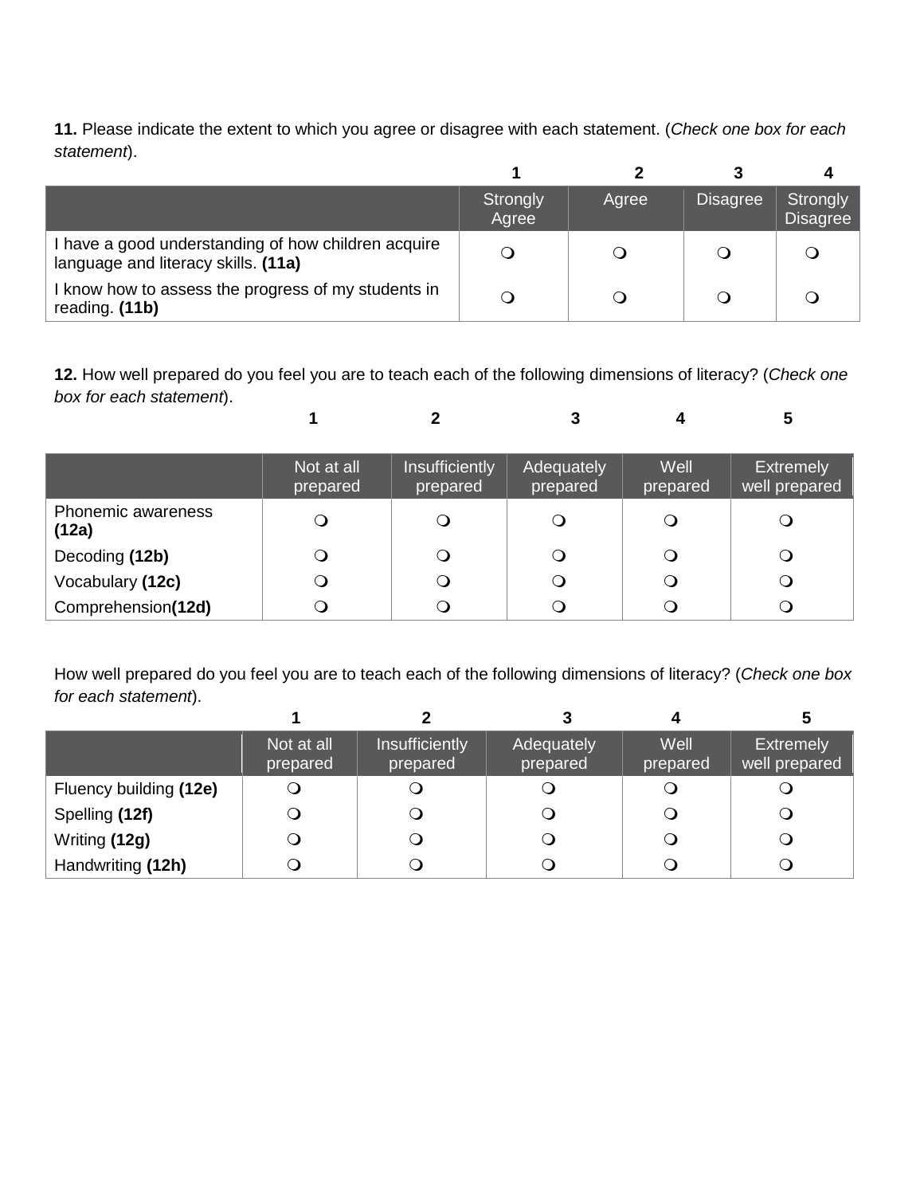**11.** Please indicate the extent to which you agree or disagree with each statement. (*Check one box for each statement*).

| | 1 | 2 | 3 | 4 |
|---|---|---|---|---|
| | Strongly Agree | Agree | Disagree | Strongly Disagree |
| I have a good understanding of how children acquire language and literacy skills. **(11a)** | ❍ | ❍ | ❍ | ❍ |
| I know how to assess the progress of my students in reading. **(11b)** | ❍ | ❍ | ❍ | ❍ |

**12.** How well prepared do you feel you are to teach each of the following dimensions of literacy? (*Check one box for each statement*).

| | 1 | 2 | 3 | 4 | 5 |
|---|---|---|---|---|---|
| | Not at all prepared | Insufficiently prepared | Adequately prepared | Well prepared | Extremely well prepared |
| Phonemic awareness **(12a)** | ❍ | ❍ | ❍ | ❍ | ❍ |
| Decoding **(12b)** | ❍ | ❍ | ❍ | ❍ | ❍ |
| Vocabulary **(12c)** | ❍ | ❍ | ❍ | ❍ | ❍ |
| Comprehension**(12d)** | ❍ | ❍ | ❍ | ❍ | ❍ |

How well prepared do you feel you are to teach each of the following dimensions of literacy? (*Check one box for each statement*).

| | 1 | 2 | 3 | 4 | 5 |
|---|---|---|---|---|---|
| | Not at all prepared | Insufficiently prepared | Adequately prepared | Well prepared | Extremely well prepared |
| Fluency building **(12e)** | ❍ | ❍ | ❍ | ❍ | ❍ |
| Spelling **(12f)** | ❍ | ❍ | ❍ | ❍ | ❍ |
| Writing **(12g)** | ❍ | ❍ | ❍ | ❍ | ❍ |
| Handwriting **(12h)** | ❍ | ❍ | ❍ | ❍ | ❍ |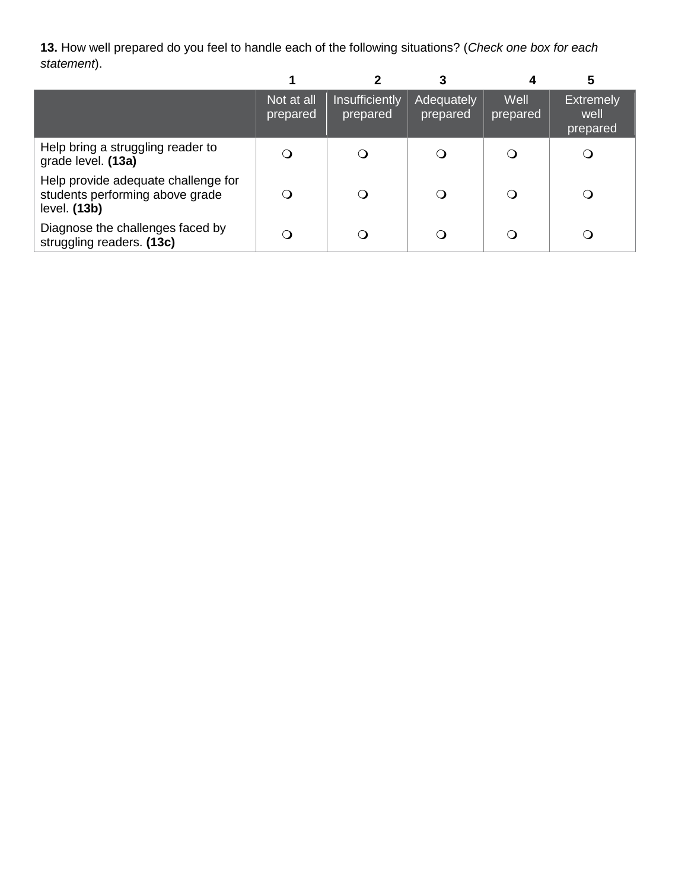**13.** How well prepared do you feel to handle each of the following situations? (*Check one box for each statement*).

| | 1<br>Not at all prepared | 2<br>Insufficiently prepared | 3<br>Adequately prepared | 4<br>Well prepared | 5<br>Extremely well prepared |
|---|---|---|---|---|---|
| Help bring a struggling reader to grade level. **(13a)** | ❍ | ❍ | ❍ | ❍ | ❍ |
| Help provide adequate challenge for students performing above grade level. **(13b)** | ❍ | ❍ | ❍ | ❍ | ❍ |
| Diagnose the challenges faced by struggling readers. **(13c)** | ❍ | ❍ | ❍ | ❍ | ❍ |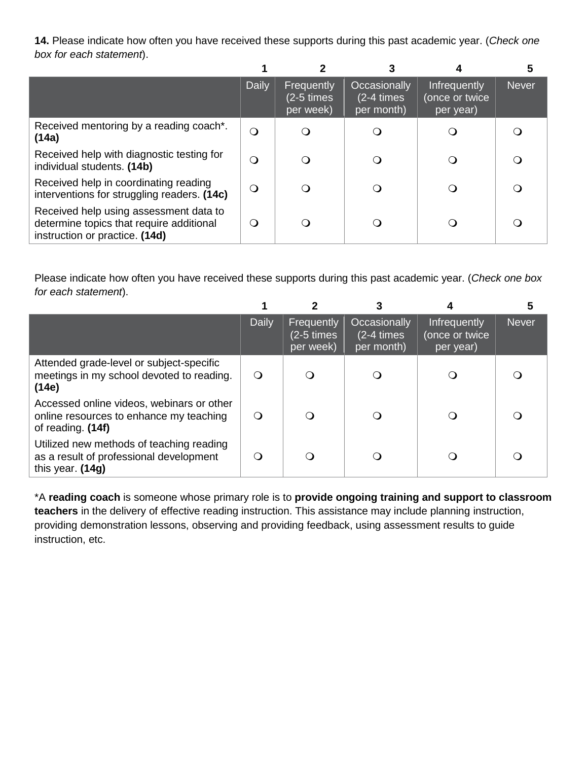**14.** Please indicate how often you have received these supports during this past academic year. (*Check one box for each statement*).

| | 1 Daily | 2 Frequently (2-5 times per week) | 3 Occasionally (2-4 times per month) | 4 Infrequently (once or twice per year) | 5 Never |
|---|---|---|---|---|---|
| Received mentoring by a reading coach*. **(14a)** | ❍ | ❍ | ❍ | ❍ | ❍ |
| Received help with diagnostic testing for individual students. **(14b)** | ❍ | ❍ | ❍ | ❍ | ❍ |
| Received help in coordinating reading interventions for struggling readers. **(14c)** | ❍ | ❍ | ❍ | ❍ | ❍ |
| Received help using assessment data to determine topics that require additional instruction or practice. **(14d)** | ❍ | ❍ | ❍ | ❍ | ❍ |

Please indicate how often you have received these supports during this past academic year. (*Check one box for each statement*).

| | 1 Daily | 2 Frequently (2-5 times per week) | 3 Occasionally (2-4 times per month) | 4 Infrequently (once or twice per year) | 5 Never |
|---|---|---|---|---|---|
| Attended grade-level or subject-specific meetings in my school devoted to reading. **(14e)** | ❍ | ❍ | ❍ | ❍ | ❍ |
| Accessed online videos, webinars or other online resources to enhance my teaching of reading. **(14f)** | ❍ | ❍ | ❍ | ❍ | ❍ |
| Utilized new methods of teaching reading as a result of professional development this year. **(14g)** | ❍ | ❍ | ❍ | ❍ | ❍ |

*A **reading coach** is someone whose primary role is to **provide ongoing training and support to classroom teachers** in the delivery of effective reading instruction. This assistance may include planning instruction, providing demonstration lessons, observing and providing feedback, using assessment results to guide instruction, etc.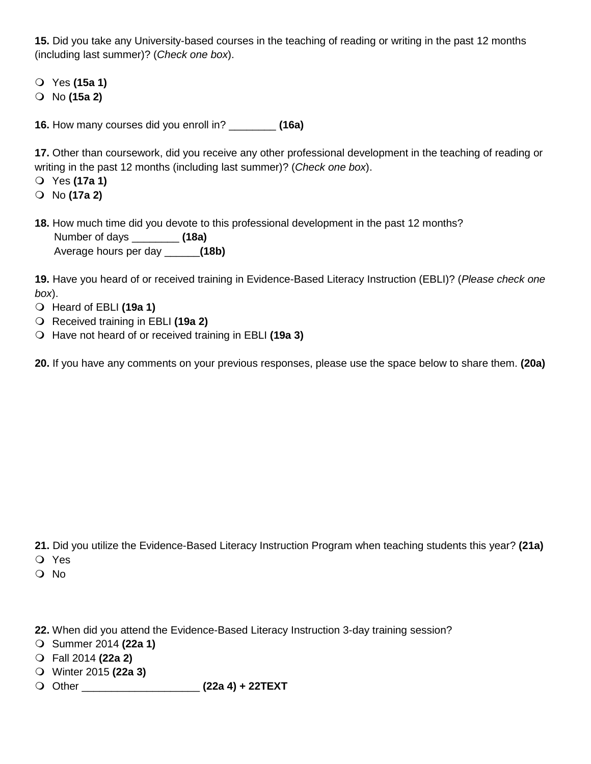**15.** Did you take any University-based courses in the teaching of reading or writing in the past 12 months (including last summer)? (*Check one box*).

- ❍ Yes **(15a 1)**
- ❍ No **(15a 2)**

**16.** How many courses did you enroll in? ________ **(16a)**

**17.** Other than coursework, did you receive any other professional development in the teaching of reading or writing in the past 12 months (including last summer)? (*Check one box*).

- ❍ Yes **(17a 1)**
- ❍ No **(17a 2)**

**18.** How much time did you devote to this professional development in the past 12 months?

Number of days ________ **(18a)**

Average hours per day ______**(18b)**

**19.** Have you heard of or received training in Evidence-Based Literacy Instruction (EBLI)? (*Please check one box*).

- ❍ Heard of EBLI **(19a 1)**
- ❍ Received training in EBLI **(19a 2)**
- ❍ Have not heard of or received training in EBLI **(19a 3)**

**20.** If you have any comments on your previous responses, please use the space below to share them. **(20a)**

**21.** Did you utilize the Evidence-Based Literacy Instruction Program when teaching students this year? **(21a)**

- ❍ Yes
- ❍ No

**22.** When did you attend the Evidence-Based Literacy Instruction 3-day training session?

- ❍ Summer 2014 **(22a 1)**
- ❍ Fall 2014 **(22a 2)**
- ❍ Winter 2015 **(22a 3)**
- ❍ Other ____________________ **(22a 4) + 22TEXT**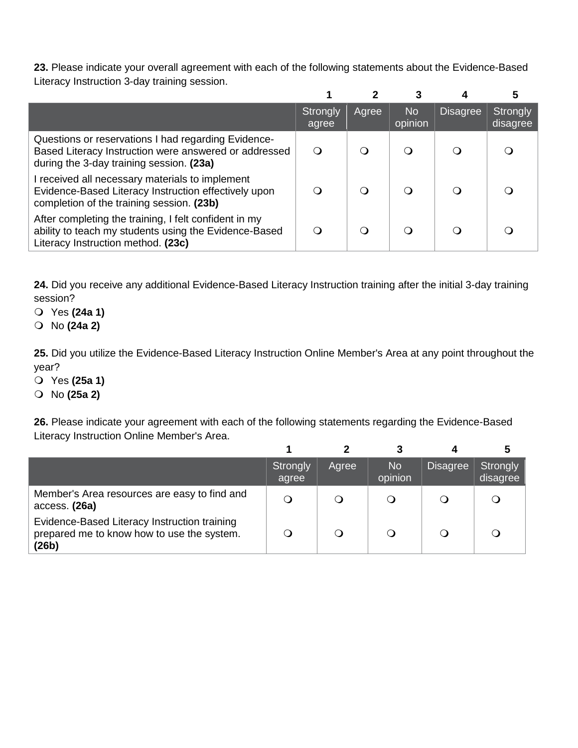**23.** Please indicate your overall agreement with each of the following statements about the Evidence-Based Literacy Instruction 3-day training session.

| | 1<br>Strongly agree | 2<br>Agree | 3<br>No opinion | 4<br>Disagree | 5<br>Strongly disagree |
|---|---|---|---|---|---|
| Questions or reservations I had regarding Evidence-Based Literacy Instruction were answered or addressed during the 3-day training session. **(23a)** | ❍ | ❍ | ❍ | ❍ | ❍ |
| I received all necessary materials to implement Evidence-Based Literacy Instruction effectively upon completion of the training session. **(23b)** | ❍ | ❍ | ❍ | ❍ | ❍ |
| After completing the training, I felt confident in my ability to teach my students using the Evidence-Based Literacy Instruction method. **(23c)** | ❍ | ❍ | ❍ | ❍ | ❍ |

**24.** Did you receive any additional Evidence-Based Literacy Instruction training after the initial 3-day training session?

- ❍ Yes **(24a 1)**
- ❍ No **(24a 2)**

**25.** Did you utilize the Evidence-Based Literacy Instruction Online Member's Area at any point throughout the year?

- ❍ Yes **(25a 1)**
- ❍ No **(25a 2)**

**26.** Please indicate your agreement with each of the following statements regarding the Evidence-Based Literacy Instruction Online Member's Area.

| | 1<br>Strongly agree | 2<br>Agree | 3<br>No opinion | 4<br>Disagree | 5<br>Strongly disagree |
|---|---|---|---|---|---|
| Member's Area resources are easy to find and access. **(26a)** | ❍ | ❍ | ❍ | ❍ | ❍ |
| Evidence-Based Literacy Instruction training prepared me to know how to use the system. **(26b)** | ❍ | ❍ | ❍ | ❍ | ❍ |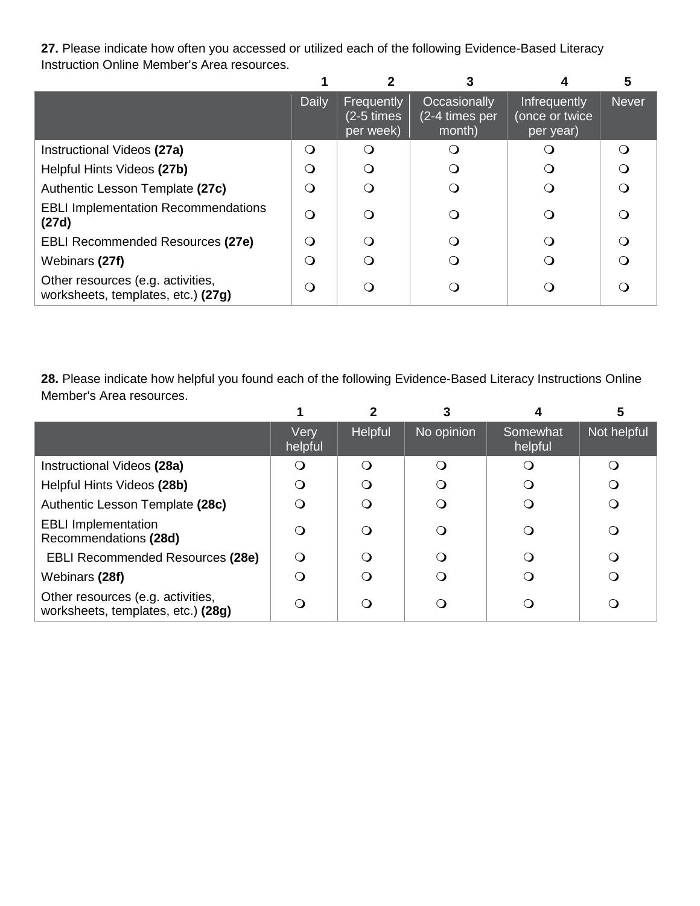**27.** Please indicate how often you accessed or utilized each of the following Evidence-Based Literacy Instruction Online Member's Area resources.

| | 1 | 2 | 3 | 4 | 5 |
|---|---|---|---|---|---|
| | Daily | Frequently (2-5 times per week) | Occasionally (2-4 times per month) | Infrequently (once or twice per year) | Never |
| Instructional Videos **(27a)** | ❍ | ❍ | ❍ | ❍ | ❍ |
| Helpful Hints Videos **(27b)** | ❍ | ❍ | ❍ | ❍ | ❍ |
| Authentic Lesson Template **(27c)** | ❍ | ❍ | ❍ | ❍ | ❍ |
| EBLI Implementation Recommendations **(27d)** | ❍ | ❍ | ❍ | ❍ | ❍ |
| EBLI Recommended Resources **(27e)** | ❍ | ❍ | ❍ | ❍ | ❍ |
| Webinars **(27f)** | ❍ | ❍ | ❍ | ❍ | ❍ |
| Other resources (e.g. activities, worksheets, templates, etc.) **(27g)** | ❍ | ❍ | ❍ | ❍ | ❍ |

**28.** Please indicate how helpful you found each of the following Evidence-Based Literacy Instructions Online Member's Area resources.

| | 1 | 2 | 3 | 4 | 5 |
|---|---|---|---|---|---|
| | Very helpful | Helpful | No opinion | Somewhat helpful | Not helpful |
| Instructional Videos **(28a)** | ❍ | ❍ | ❍ | ❍ | ❍ |
| Helpful Hints Videos **(28b)** | ❍ | ❍ | ❍ | ❍ | ❍ |
| Authentic Lesson Template **(28c)** | ❍ | ❍ | ❍ | ❍ | ❍ |
| EBLI Implementation Recommendations **(28d)** | ❍ | ❍ | ❍ | ❍ | ❍ |
| EBLI Recommended Resources **(28e)** | ❍ | ❍ | ❍ | ❍ | ❍ |
| Webinars **(28f)** | ❍ | ❍ | ❍ | ❍ | ❍ |
| Other resources (e.g. activities, worksheets, templates, etc.) **(28g)** | ❍ | ❍ | ❍ | ❍ | ❍ |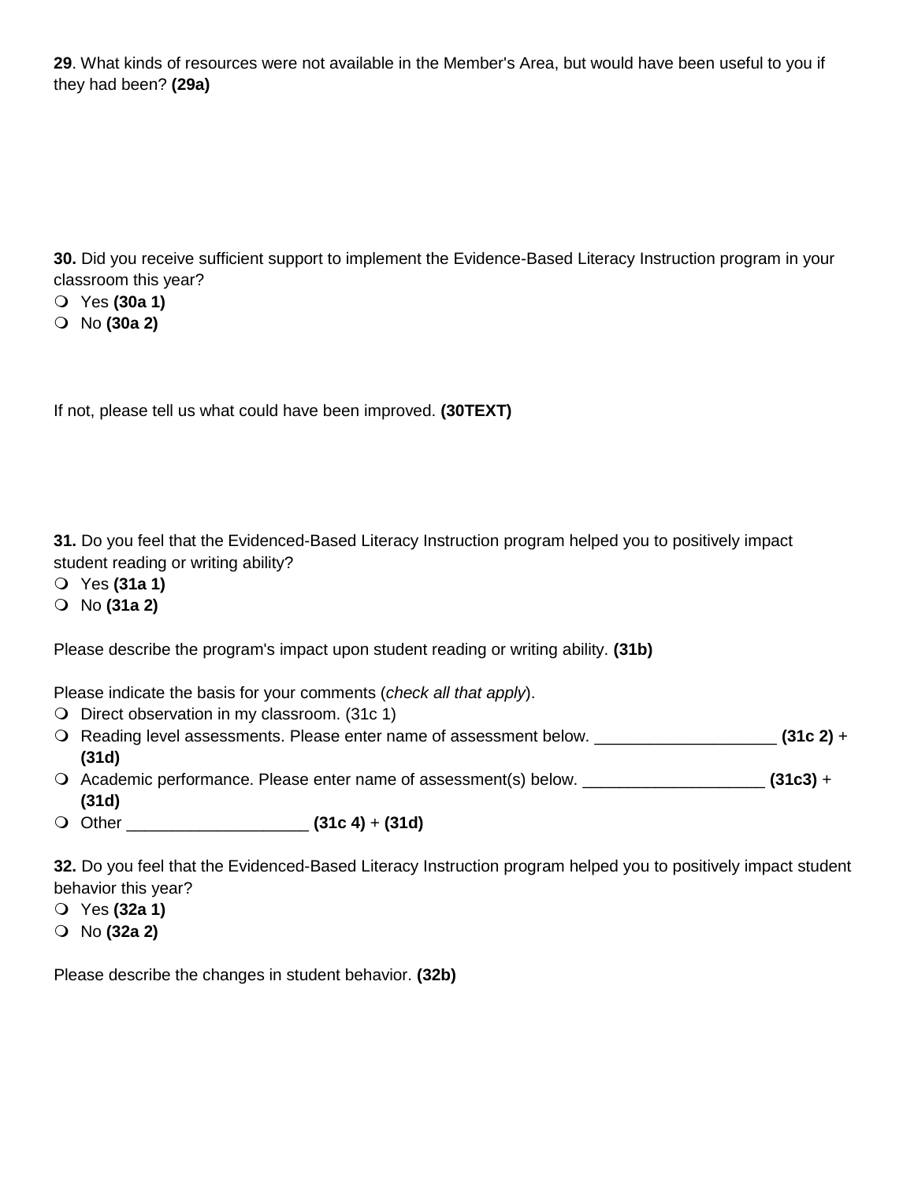**29**. What kinds of resources were not available in the Member's Area, but would have been useful to you if they had been? **(29a)**

**30.** Did you receive sufficient support to implement the Evidence-Based Literacy Instruction program in your classroom this year?

- ❍ Yes **(30a 1)**
- ❍ No **(30a 2)**

If not, please tell us what could have been improved. **(30TEXT)**

**31.** Do you feel that the Evidenced-Based Literacy Instruction program helped you to positively impact student reading or writing ability?

- ❍ Yes **(31a 1)**
- ❍ No **(31a 2)**

Please describe the program's impact upon student reading or writing ability. **(31b)**

Please indicate the basis for your comments (*check all that apply*).

- ❍ Direct observation in my classroom. (31c 1)
- ❍ Reading level assessments. Please enter name of assessment below. ____________________ **(31c 2)** + **(31d)**
- ❍ Academic performance. Please enter name of assessment(s) below. ____________________ **(31c3)** + **(31d)**
- ❍ Other ____________________ **(31c 4)** + **(31d)**

**32.** Do you feel that the Evidenced-Based Literacy Instruction program helped you to positively impact student behavior this year?

- ❍ Yes **(32a 1)**
- ❍ No **(32a 2)**

Please describe the changes in student behavior. **(32b)**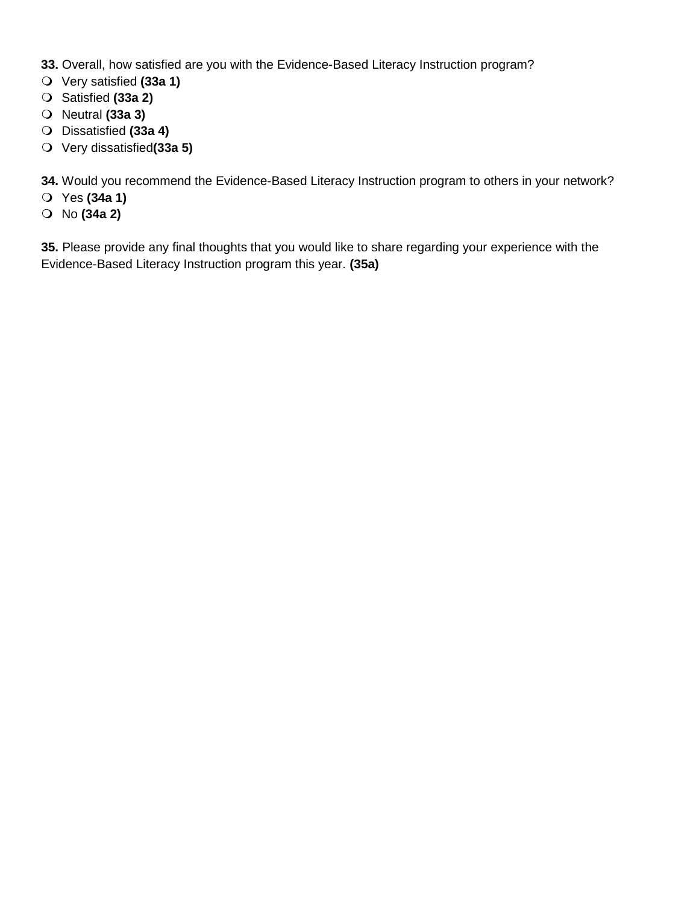**33.** Overall, how satisfied are you with the Evidence-Based Literacy Instruction program?

- Very satisfied **(33a 1)**
- Satisfied **(33a 2)**
- Neutral **(33a 3)**
- Dissatisfied **(33a 4)**
- Very dissatisfied**(33a 5)**

**34.** Would you recommend the Evidence-Based Literacy Instruction program to others in your network?

- Yes **(34a 1)**
- No **(34a 2)**

**35.** Please provide any final thoughts that you would like to share regarding your experience with the Evidence-Based Literacy Instruction program this year. **(35a)**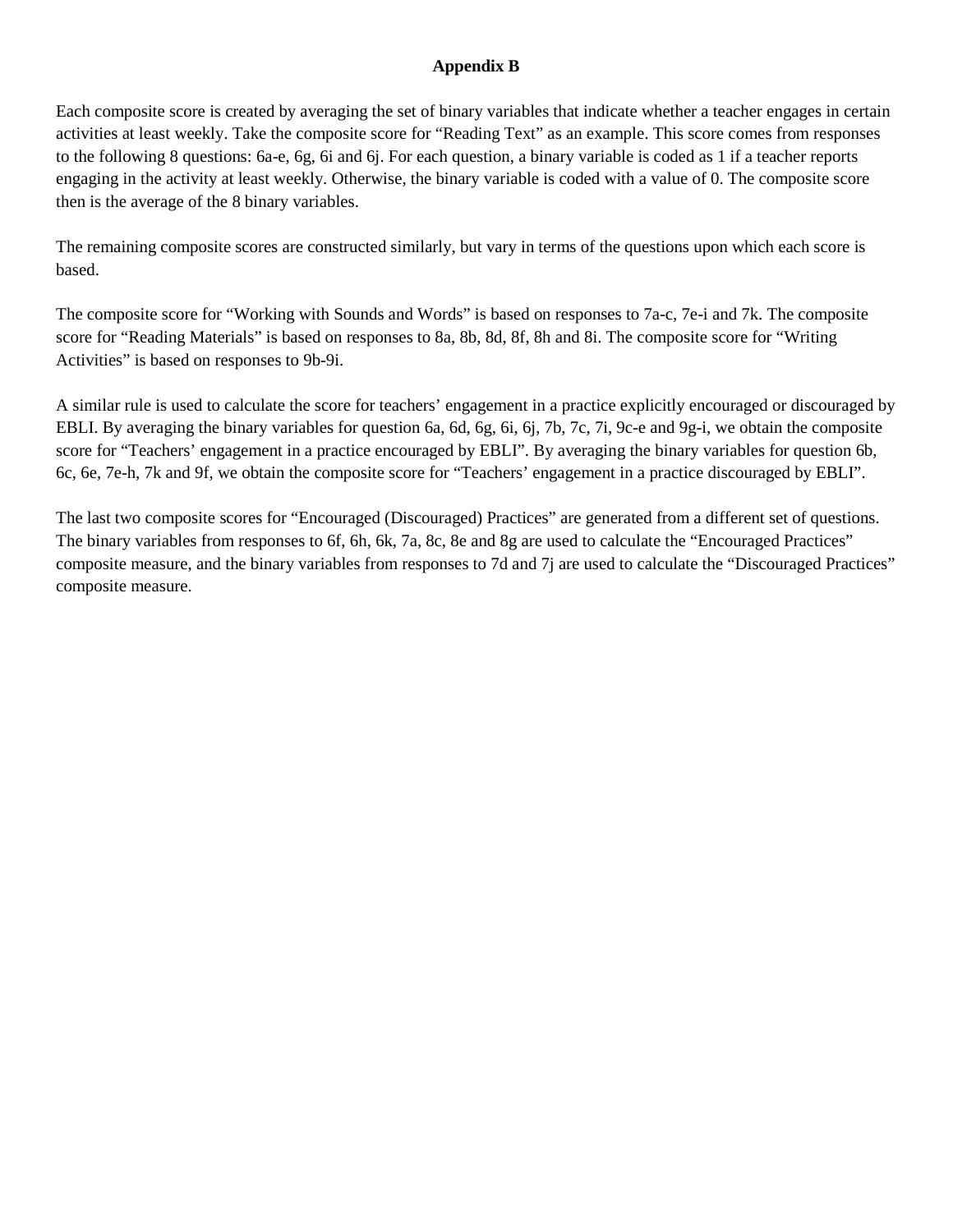# Appendix B

Each composite score is created by averaging the set of binary variables that indicate whether a teacher engages in certain activities at least weekly. Take the composite score for "Reading Text" as an example. This score comes from responses to the following 8 questions: 6a-e, 6g, 6i and 6j. For each question, a binary variable is coded as 1 if a teacher reports engaging in the activity at least weekly. Otherwise, the binary variable is coded with a value of 0. The composite score then is the average of the 8 binary variables.

The remaining composite scores are constructed similarly, but vary in terms of the questions upon which each score is based.

The composite score for "Working with Sounds and Words" is based on responses to 7a-c, 7e-i and 7k. The composite score for "Reading Materials" is based on responses to 8a, 8b, 8d, 8f, 8h and 8i. The composite score for "Writing Activities" is based on responses to 9b-9i.

A similar rule is used to calculate the score for teachers' engagement in a practice explicitly encouraged or discouraged by EBLI. By averaging the binary variables for question 6a, 6d, 6g, 6i, 6j, 7b, 7c, 7i, 9c-e and 9g-i, we obtain the composite score for "Teachers' engagement in a practice encouraged by EBLI". By averaging the binary variables for question 6b, 6c, 6e, 7e-h, 7k and 9f, we obtain the composite score for "Teachers' engagement in a practice discouraged by EBLI".

The last two composite scores for "Encouraged (Discouraged) Practices" are generated from a different set of questions. The binary variables from responses to 6f, 6h, 6k, 7a, 8c, 8e and 8g are used to calculate the "Encouraged Practices" composite measure, and the binary variables from responses to 7d and 7j are used to calculate the "Discouraged Practices" composite measure.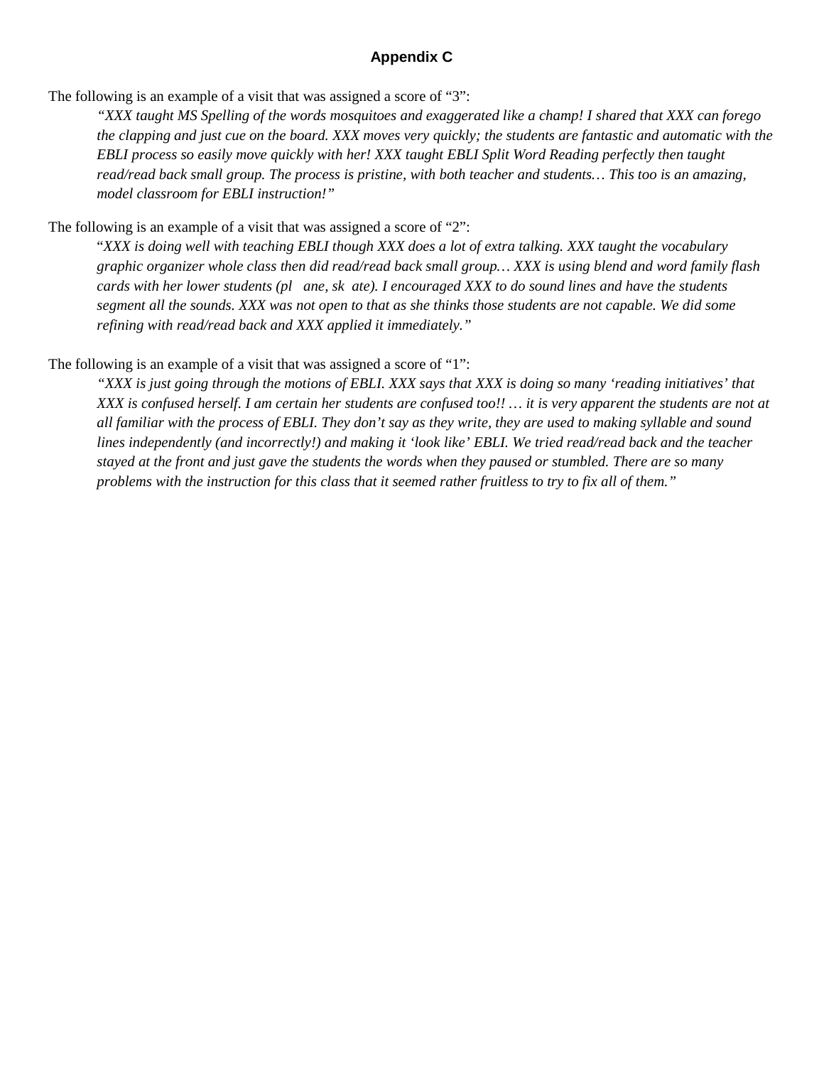# Appendix C

The following is an example of a visit that was assigned a score of "3":

> *"XXX taught MS Spelling of the words mosquitoes and exaggerated like a champ! I shared that XXX can forego the clapping and just cue on the board. XXX moves very quickly; the students are fantastic and automatic with the EBLI process so easily move quickly with her! XXX taught EBLI Split Word Reading perfectly then taught read/read back small group. The process is pristine, with both teacher and students… This too is an amazing, model classroom for EBLI instruction!"*

The following is an example of a visit that was assigned a score of "2":

> "*XXX is doing well with teaching EBLI though XXX does a lot of extra talking. XXX taught the vocabulary graphic organizer whole class then did read/read back small group… XXX is using blend and word family flash cards with her lower students (pl ane, sk ate). I encouraged XXX to do sound lines and have the students segment all the sounds. XXX was not open to that as she thinks those students are not capable. We did some refining with read/read back and XXX applied it immediately."*

The following is an example of a visit that was assigned a score of "1":

> *"XXX is just going through the motions of EBLI. XXX says that XXX is doing so many 'reading initiatives' that XXX is confused herself. I am certain her students are confused too!! … it is very apparent the students are not at all familiar with the process of EBLI. They don't say as they write, they are used to making syllable and sound lines independently (and incorrectly!) and making it 'look like' EBLI. We tried read/read back and the teacher stayed at the front and just gave the students the words when they paused or stumbled. There are so many problems with the instruction for this class that it seemed rather fruitless to try to fix all of them."*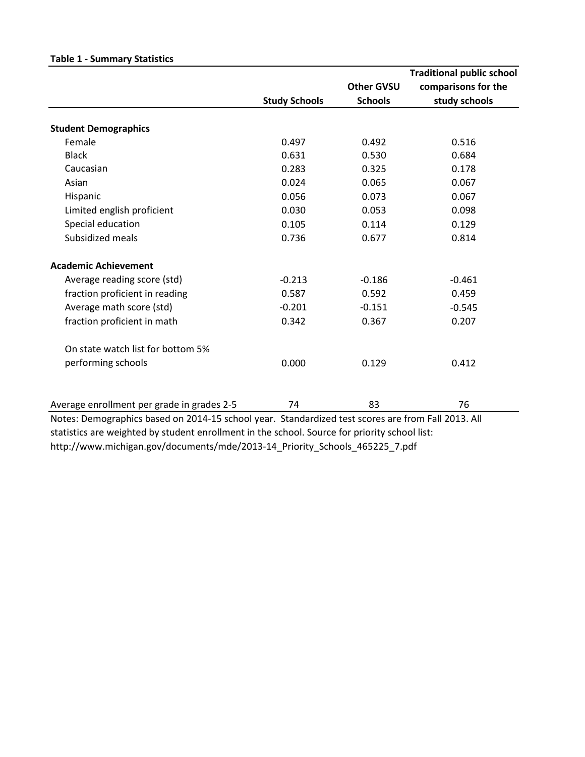**Table 1 - Summary Statistics**

| | Study Schools | Other GVSU Schools | Traditional public school comparisons for the study schools |
|---|---|---|---|
| **Student Demographics** | | | |
| Female | 0.497 | 0.492 | 0.516 |
| Black | 0.631 | 0.530 | 0.684 |
| Caucasian | 0.283 | 0.325 | 0.178 |
| Asian | 0.024 | 0.065 | 0.067 |
| Hispanic | 0.056 | 0.073 | 0.067 |
| Limited english proficient | 0.030 | 0.053 | 0.098 |
| Special education | 0.105 | 0.114 | 0.129 |
| Subsidized meals | 0.736 | 0.677 | 0.814 |
| **Academic Achievement** | | | |
| Average reading score (std) | -0.213 | -0.186 | -0.461 |
| fraction proficient in reading | 0.587 | 0.592 | 0.459 |
| Average math score (std) | -0.201 | -0.151 | -0.545 |
| fraction proficient in math | 0.342 | 0.367 | 0.207 |
| On state watch list for bottom 5% performing schools | 0.000 | 0.129 | 0.412 |
| Average enrollment per grade in grades 2-5 | 74 | 83 | 76 |

Notes: Demographics based on 2014-15 school year. Standardized test scores are from Fall 2013. All statistics are weighted by student enrollment in the school. Source for priority school list: http://www.michigan.gov/documents/mde/2013-14_Priority_Schools_465225_7.pdf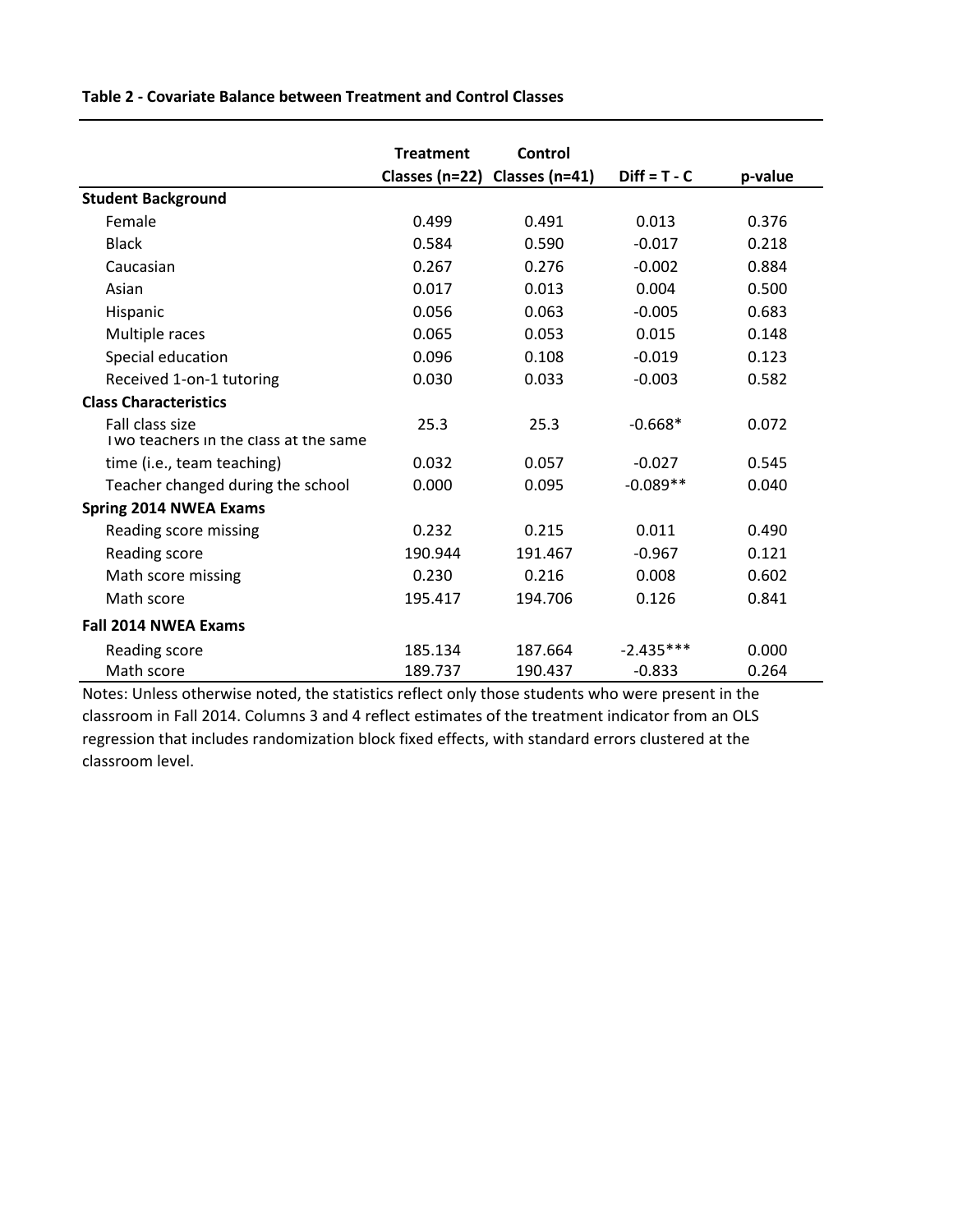**Table 2 - Covariate Balance between Treatment and Control Classes**

| | Treatment Classes (n=22) | Control Classes (n=41) | Diff = T - C | p-value |
|---|---|---|---|---|
| **Student Background** | | | | |
| Female | 0.499 | 0.491 | 0.013 | 0.376 |
| Black | 0.584 | 0.590 | -0.017 | 0.218 |
| Caucasian | 0.267 | 0.276 | -0.002 | 0.884 |
| Asian | 0.017 | 0.013 | 0.004 | 0.500 |
| Hispanic | 0.056 | 0.063 | -0.005 | 0.683 |
| Multiple races | 0.065 | 0.053 | 0.015 | 0.148 |
| Special education | 0.096 | 0.108 | -0.019 | 0.123 |
| Received 1-on-1 tutoring | 0.030 | 0.033 | -0.003 | 0.582 |
| **Class Characteristics** | | | | |
| Fall class size | 25.3 | 25.3 | -0.668* | 0.072 |
| Two teachers in the class at the same time (i.e., team teaching) | 0.032 | 0.057 | -0.027 | 0.545 |
| Teacher changed during the school | 0.000 | 0.095 | -0.089** | 0.040 |
| **Spring 2014 NWEA Exams** | | | | |
| Reading score missing | 0.232 | 0.215 | 0.011 | 0.490 |
| Reading score | 190.944 | 191.467 | -0.967 | 0.121 |
| Math score missing | 0.230 | 0.216 | 0.008 | 0.602 |
| Math score | 195.417 | 194.706 | 0.126 | 0.841 |
| **Fall 2014 NWEA Exams** | | | | |
| Reading score | 185.134 | 187.664 | -2.435*** | 0.000 |
| Math score | 189.737 | 190.437 | -0.833 | 0.264 |

Notes: Unless otherwise noted, the statistics reflect only those students who were present in the classroom in Fall 2014. Columns 3 and 4 reflect estimates of the treatment indicator from an OLS regression that includes randomization block fixed effects, with standard errors clustered at the classroom level.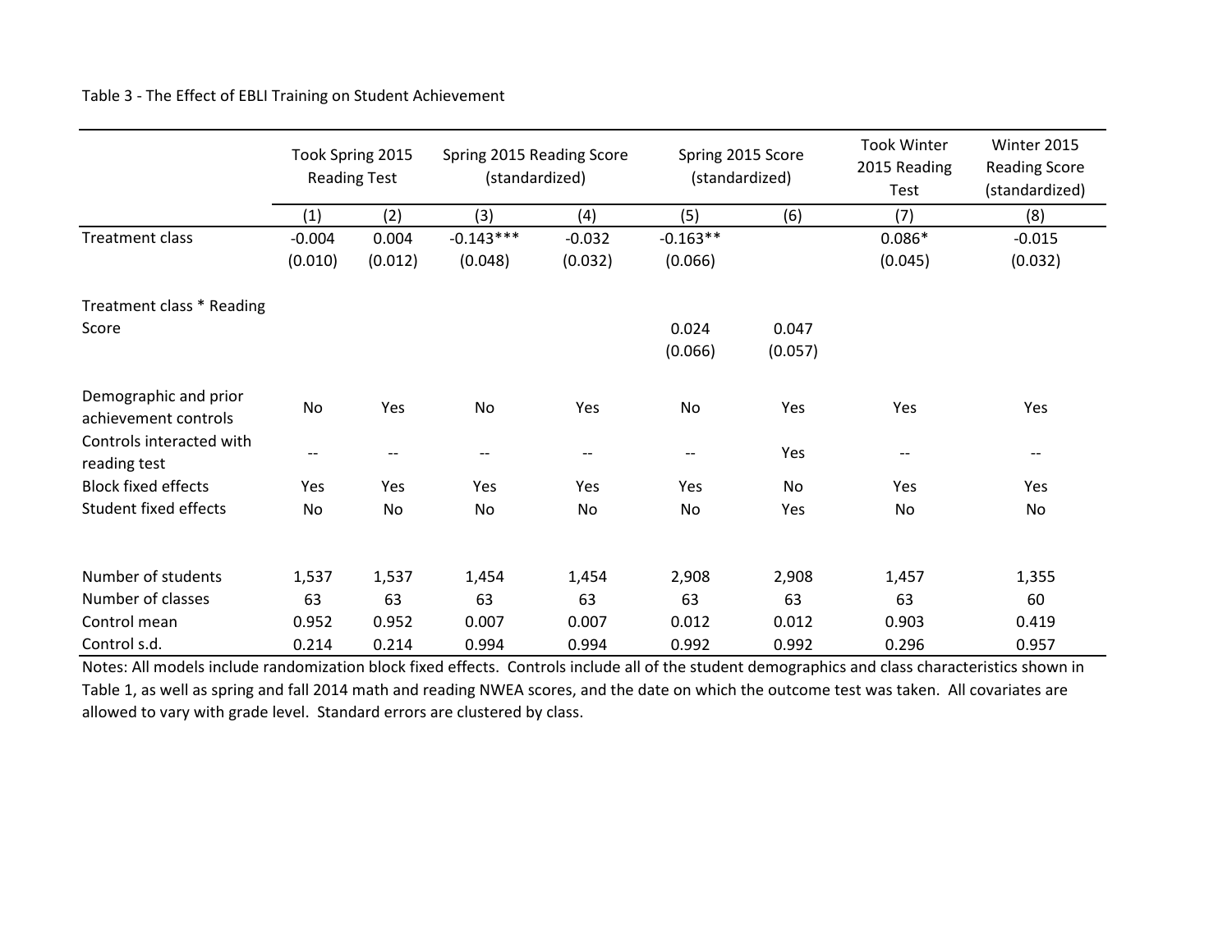Table 3 - The Effect of EBLI Training on Student Achievement

| | Took Spring 2015 Reading Test | | Spring 2015 Reading Score (standardized) | | Spring 2015 Score (standardized) | | Took Winter 2015 Reading Test | Winter 2015 Reading Score (standardized) |
|---|---|---|---|---|---|---|---|---|
| | (1) | (2) | (3) | (4) | (5) | (6) | (7) | (8) |
| Treatment class | -0.004 | 0.004 | -0.143*** | -0.032 | -0.163** | | 0.086* | -0.015 |
| | (0.010) | (0.012) | (0.048) | (0.032) | (0.066) | | (0.045) | (0.032) |
| Treatment class * Reading Score | | | | | 0.024 | 0.047 | | |
| | | | | | (0.066) | (0.057) | | |
| Demographic and prior achievement controls | No | Yes | No | Yes | No | Yes | Yes | Yes |
| Controls interacted with reading test | -- | -- | -- | -- | -- | Yes | -- | -- |
| Block fixed effects | Yes | Yes | Yes | Yes | Yes | No | Yes | Yes |
| Student fixed effects | No | No | No | No | No | Yes | No | No |
| Number of students | 1,537 | 1,537 | 1,454 | 1,454 | 2,908 | 2,908 | 1,457 | 1,355 |
| Number of classes | 63 | 63 | 63 | 63 | 63 | 63 | 63 | 60 |
| Control mean | 0.952 | 0.952 | 0.007 | 0.007 | 0.012 | 0.012 | 0.903 | 0.419 |
| Control s.d. | 0.214 | 0.214 | 0.994 | 0.994 | 0.992 | 0.992 | 0.296 | 0.957 |

Notes: All models include randomization block fixed effects. Controls include all of the student demographics and class characteristics shown in Table 1, as well as spring and fall 2014 math and reading NWEA scores, and the date on which the outcome test was taken. All covariates are allowed to vary with grade level. Standard errors are clustered by class.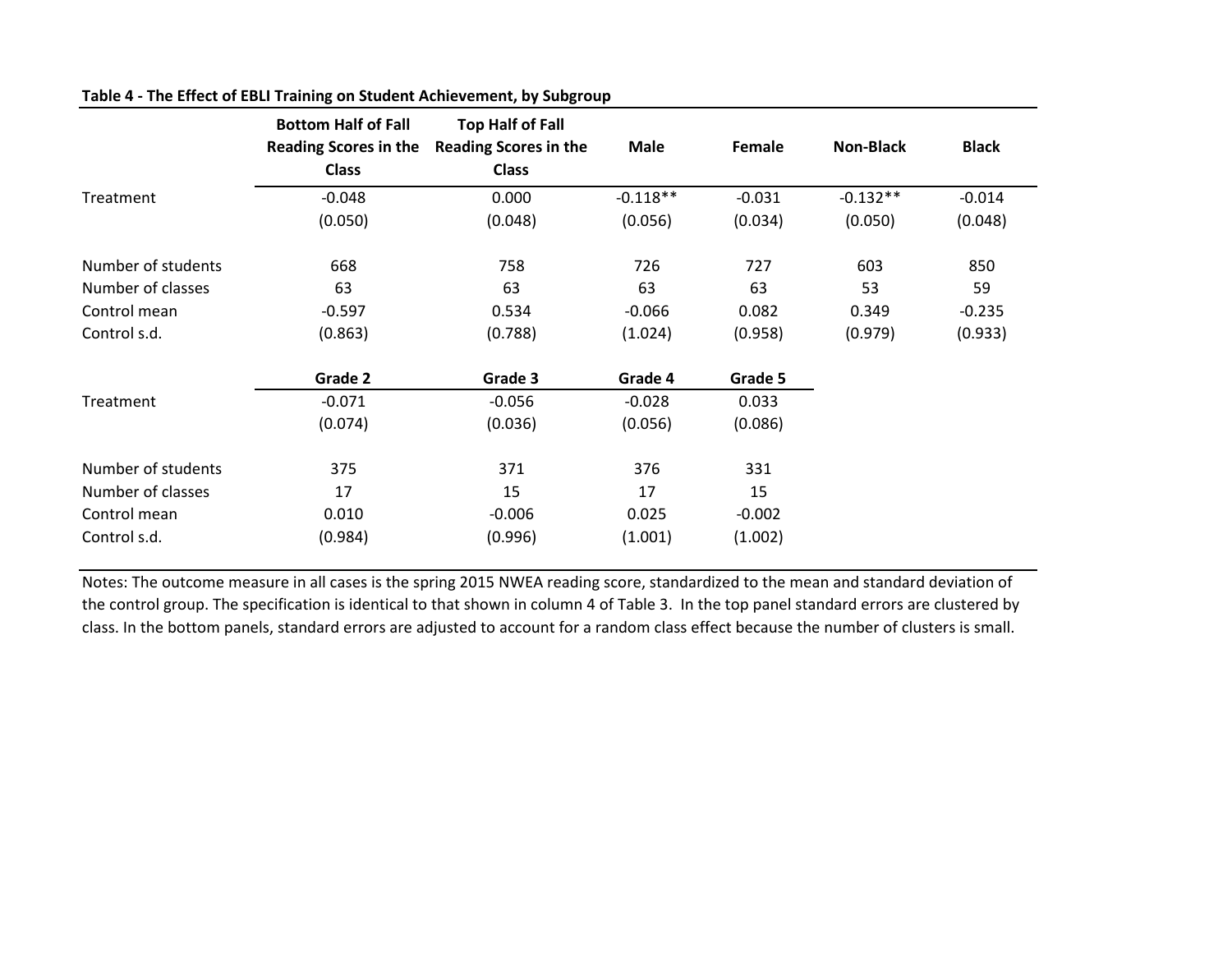**Table 4 - The Effect of EBLI Training on Student Achievement, by Subgroup**

| | Bottom Half of Fall Reading Scores in the Class | Top Half of Fall Reading Scores in the Class | Male | Female | Non-Black | Black |
|---|---|---|---|---|---|---|
| Treatment | -0.048 | 0.000 | -0.118** | -0.031 | -0.132** | -0.014 |
| | (0.050) | (0.048) | (0.056) | (0.034) | (0.050) | (0.048) |
| Number of students | 668 | 758 | 726 | 727 | 603 | 850 |
| Number of classes | 63 | 63 | 63 | 63 | 53 | 59 |
| Control mean | -0.597 | 0.534 | -0.066 | 0.082 | 0.349 | -0.235 |
| Control s.d. | (0.863) | (0.788) | (1.024) | (0.958) | (0.979) | (0.933) |

| | Grade 2 | Grade 3 | Grade 4 | Grade 5 |
|---|---|---|---|---|
| Treatment | -0.071 | -0.056 | -0.028 | 0.033 |
| | (0.074) | (0.036) | (0.056) | (0.086) |
| Number of students | 375 | 371 | 376 | 331 |
| Number of classes | 17 | 15 | 17 | 15 |
| Control mean | 0.010 | -0.006 | 0.025 | -0.002 |
| Control s.d. | (0.984) | (0.996) | (1.001) | (1.002) |

Notes: The outcome measure in all cases is the spring 2015 NWEA reading score, standardized to the mean and standard deviation of the control group. The specification is identical to that shown in column 4 of Table 3. In the top panel standard errors are clustered by class. In the bottom panels, standard errors are adjusted to account for a random class effect because the number of clusters is small.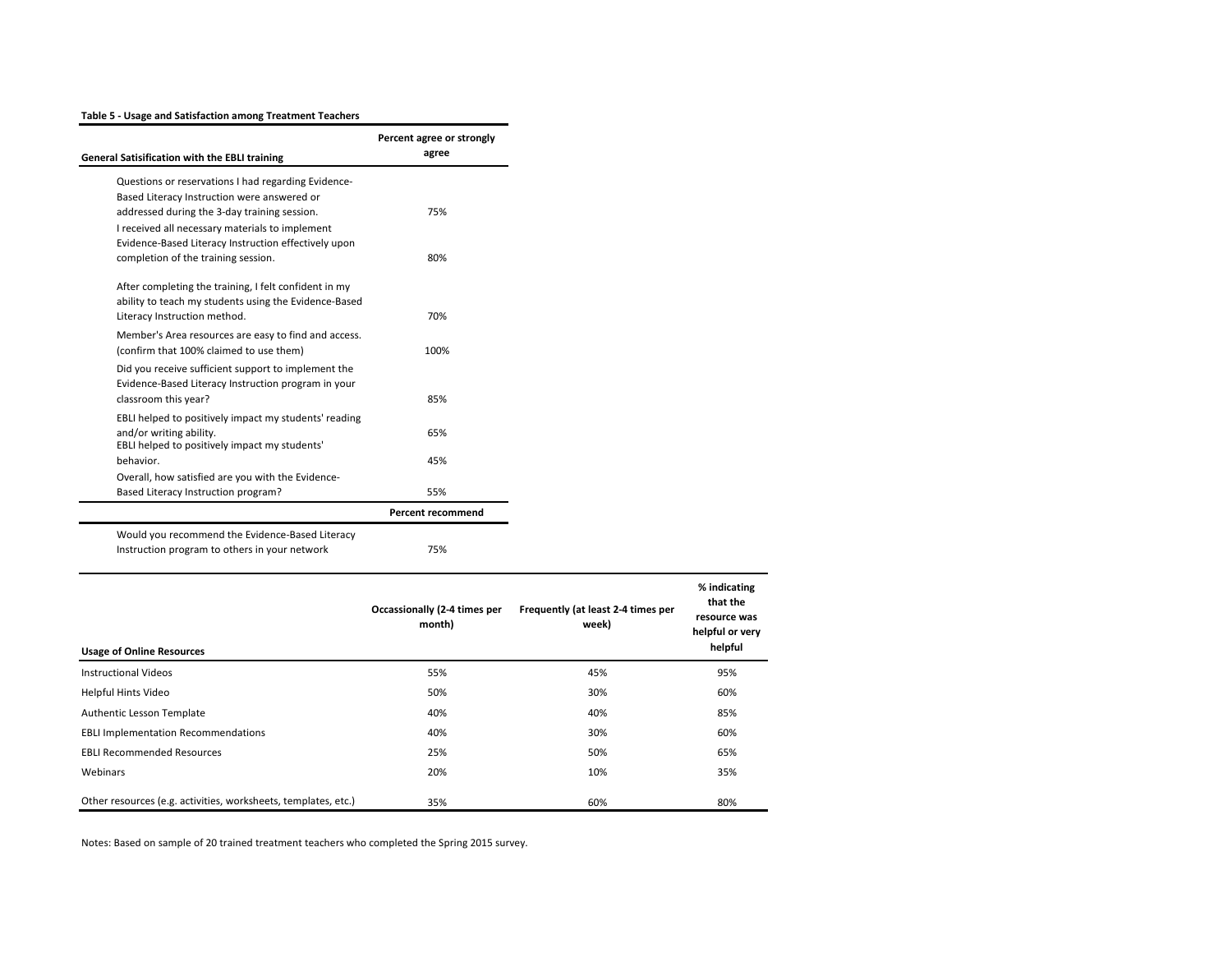**Table 5 - Usage and Satisfaction among Treatment Teachers**

| General Satisification with the EBLI training | Percent agree or strongly agree |
|---|---|
| Questions or reservations I had regarding Evidence-Based Literacy Instruction were answered or addressed during the 3-day training session. | 75% |
| I received all necessary materials to implement Evidence-Based Literacy Instruction effectively upon completion of the training session. | 80% |
| After completing the training, I felt confident in my ability to teach my students using the Evidence-Based Literacy Instruction method. | 70% |
| Member's Area resources are easy to find and access. (confirm that 100% claimed to use them) | 100% |
| Did you receive sufficient support to implement the Evidence-Based Literacy Instruction program in your classroom this year? | 85% |
| EBLI helped to positively impact my students' reading and/or writing ability. | 65% |
| EBLI helped to positively impact my students' behavior. | 45% |
| Overall, how satisfied are you with the Evidence-Based Literacy Instruction program? | 55% |
| | **Percent recommend** |
| Would you recommend the Evidence-Based Literacy Instruction program to others in your network | 75% |

| Usage of Online Resources | Occassionally (2-4 times per month) | Frequently (at least 2-4 times per week) | % indicating that the resource was helpful or very helpful |
|---|---|---|---|
| Instructional Videos | 55% | 45% | 95% |
| Helpful Hints Video | 50% | 30% | 60% |
| Authentic Lesson Template | 40% | 40% | 85% |
| EBLI Implementation Recommendations | 40% | 30% | 60% |
| EBLI Recommended Resources | 25% | 50% | 65% |
| Webinars | 20% | 10% | 35% |
| Other resources (e.g. activities, worksheets, templates, etc.) | 35% | 60% | 80% |

Notes: Based on sample of 20 trained treatment teachers who completed the Spring 2015 survey.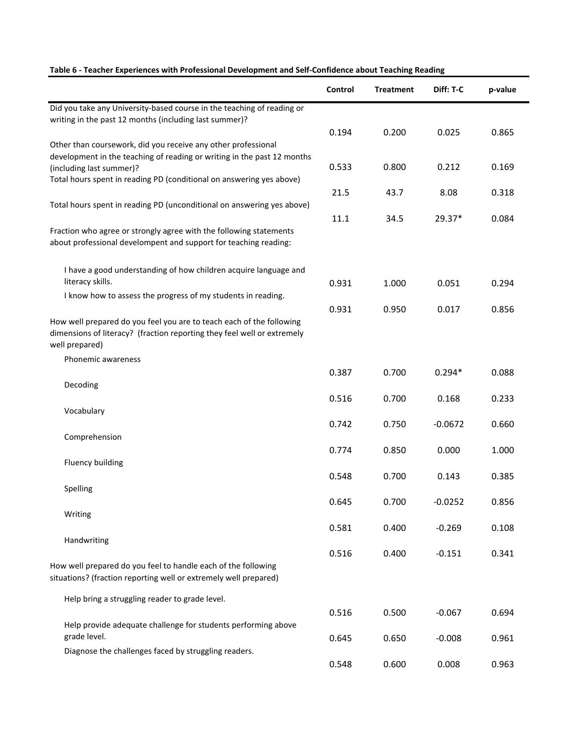**Table 6 - Teacher Experiences with Professional Development and Self-Confidence about Teaching Reading**

| | Control | Treatment | Diff: T-C | p-value |
|---|---|---|---|---|
| Did you take any University-based course in the teaching of reading or writing in the past 12 months (including last summer)? | 0.194 | 0.200 | 0.025 | 0.865 |
| Other than coursework, did you receive any other professional development in the teaching of reading or writing in the past 12 months (including last summer)? | 0.533 | 0.800 | 0.212 | 0.169 |
| Total hours spent in reading PD (conditional on answering yes above) | 21.5 | 43.7 | 8.08 | 0.318 |
| Total hours spent in reading PD (unconditional on answering yes above) | 11.1 | 34.5 | 29.37* | 0.084 |
| Fraction who agree or strongly agree with the following statements about professional development and support for teaching reading: | | | | |
| I have a good understanding of how children acquire language and literacy skills. | 0.931 | 1.000 | 0.051 | 0.294 |
| I know how to assess the progress of my students in reading. | 0.931 | 0.950 | 0.017 | 0.856 |
| How well prepared do you feel you are to teach each of the following dimensions of literacy? (fraction reporting they feel well or extremely well prepared) | | | | |
| Phonemic awareness | 0.387 | 0.700 | 0.294* | 0.088 |
| Decoding | 0.516 | 0.700 | 0.168 | 0.233 |
| Vocabulary | 0.742 | 0.750 | -0.0672 | 0.660 |
| Comprehension | 0.774 | 0.850 | 0.000 | 1.000 |
| Fluency building | 0.548 | 0.700 | 0.143 | 0.385 |
| Spelling | 0.645 | 0.700 | -0.0252 | 0.856 |
| Writing | 0.581 | 0.400 | -0.269 | 0.108 |
| Handwriting | 0.516 | 0.400 | -0.151 | 0.341 |
| How well prepared do you feel to handle each of the following situations? (fraction reporting well or extremely well prepared) | | | | |
| Help bring a struggling reader to grade level. | 0.516 | 0.500 | -0.067 | 0.694 |
| Help provide adequate challenge for students performing above grade level. | 0.645 | 0.650 | -0.008 | 0.961 |
| Diagnose the challenges faced by struggling readers. | 0.548 | 0.600 | 0.008 | 0.963 |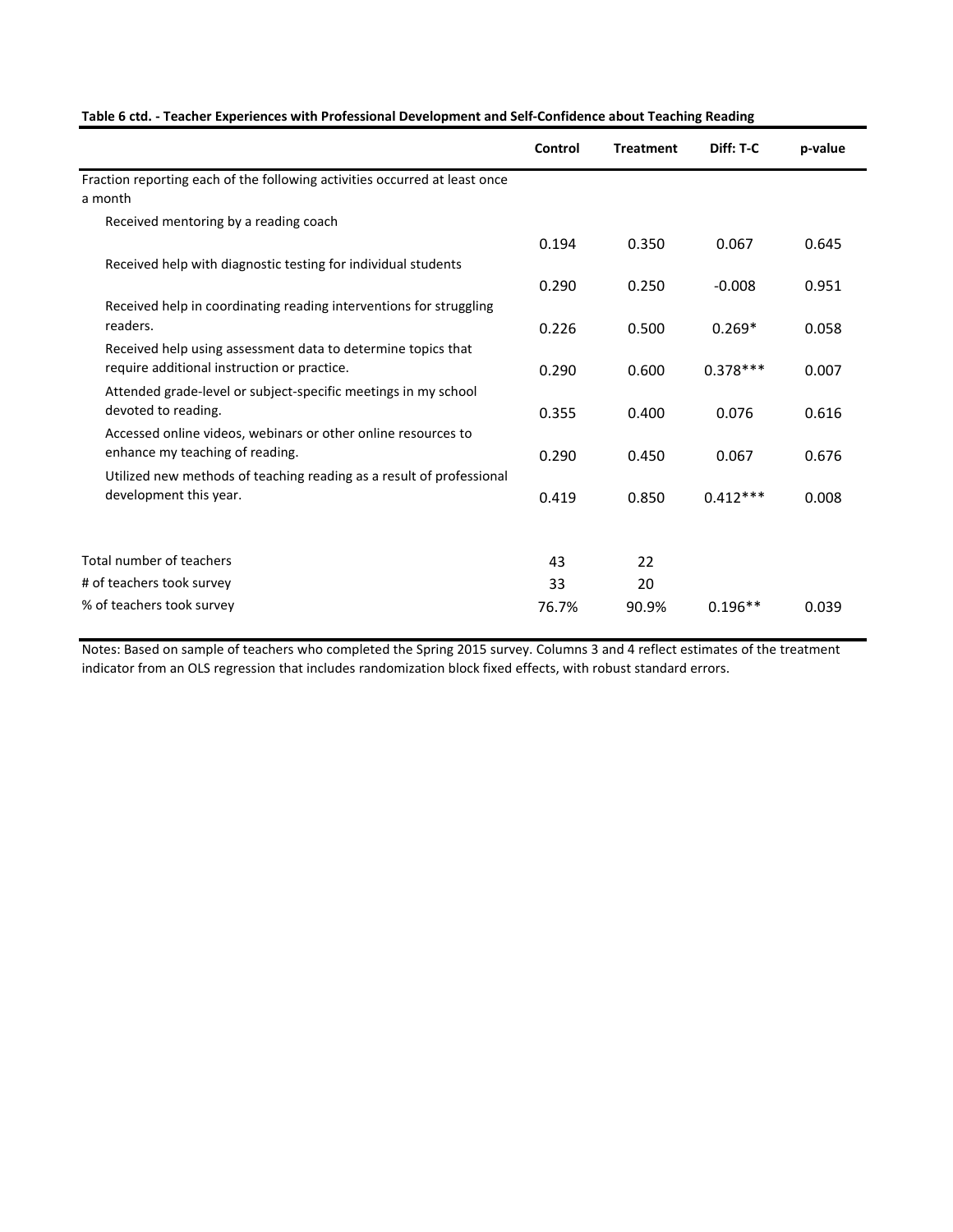**Table 6 ctd. - Teacher Experiences with Professional Development and Self-Confidence about Teaching Reading**

| | Control | Treatment | Diff: T-C | p-value |
|---|---|---|---|---|
| Fraction reporting each of the following activities occurred at least once a month | | | | |
| Received mentoring by a reading coach | 0.194 | 0.350 | 0.067 | 0.645 |
| Received help with diagnostic testing for individual students | 0.290 | 0.250 | -0.008 | 0.951 |
| Received help in coordinating reading interventions for struggling readers. | 0.226 | 0.500 | 0.269* | 0.058 |
| Received help using assessment data to determine topics that require additional instruction or practice. | 0.290 | 0.600 | 0.378*** | 0.007 |
| Attended grade-level or subject-specific meetings in my school devoted to reading. | 0.355 | 0.400 | 0.076 | 0.616 |
| Accessed online videos, webinars or other online resources to enhance my teaching of reading. | 0.290 | 0.450 | 0.067 | 0.676 |
| Utilized new methods of teaching reading as a result of professional development this year. | 0.419 | 0.850 | 0.412*** | 0.008 |
| | | | | |
| Total number of teachers | 43 | 22 | | |
| # of teachers took survey | 33 | 20 | | |
| % of teachers took survey | 76.7% | 90.9% | 0.196** | 0.039 |

Notes: Based on sample of teachers who completed the Spring 2015 survey. Columns 3 and 4 reflect estimates of the treatment indicator from an OLS regression that includes randomization block fixed effects, with robust standard errors.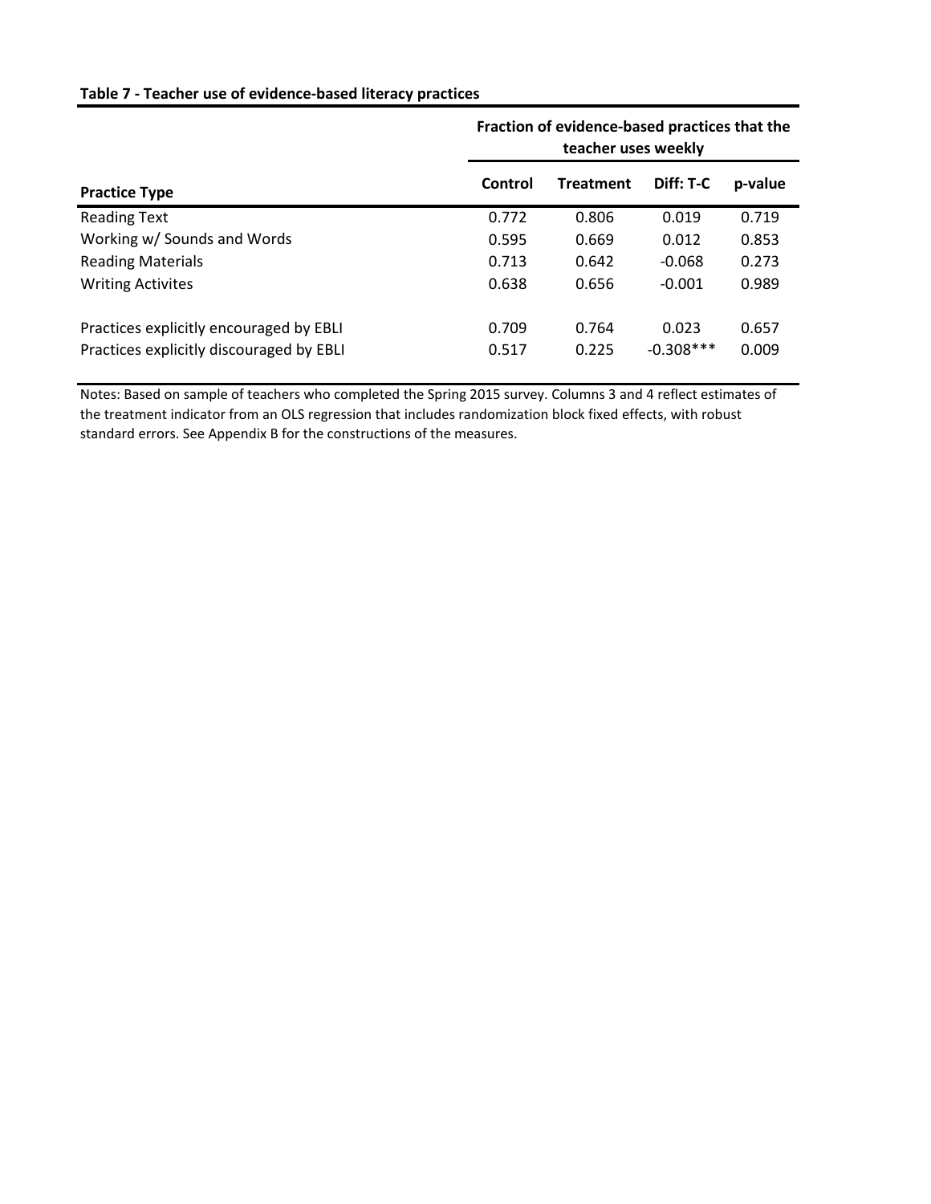**Table 7 - Teacher use of evidence-based literacy practices**

| | Fraction of evidence-based practices that the teacher uses weekly | | | |
|---|---|---|---|---|
| **Practice Type** | **Control** | **Treatment** | **Diff: T-C** | **p-value** |
| Reading Text | 0.772 | 0.806 | 0.019 | 0.719 |
| Working w/ Sounds and Words | 0.595 | 0.669 | 0.012 | 0.853 |
| Reading Materials | 0.713 | 0.642 | -0.068 | 0.273 |
| Writing Activites | 0.638 | 0.656 | -0.001 | 0.989 |
| | | | | |
| Practices explicitly encouraged by EBLI | 0.709 | 0.764 | 0.023 | 0.657 |
| Practices explicitly discouraged by EBLI | 0.517 | 0.225 | -0.308*** | 0.009 |

Notes: Based on sample of teachers who completed the Spring 2015 survey. Columns 3 and 4 reflect estimates of the treatment indicator from an OLS regression that includes randomization block fixed effects, with robust standard errors. See Appendix B for the constructions of the measures.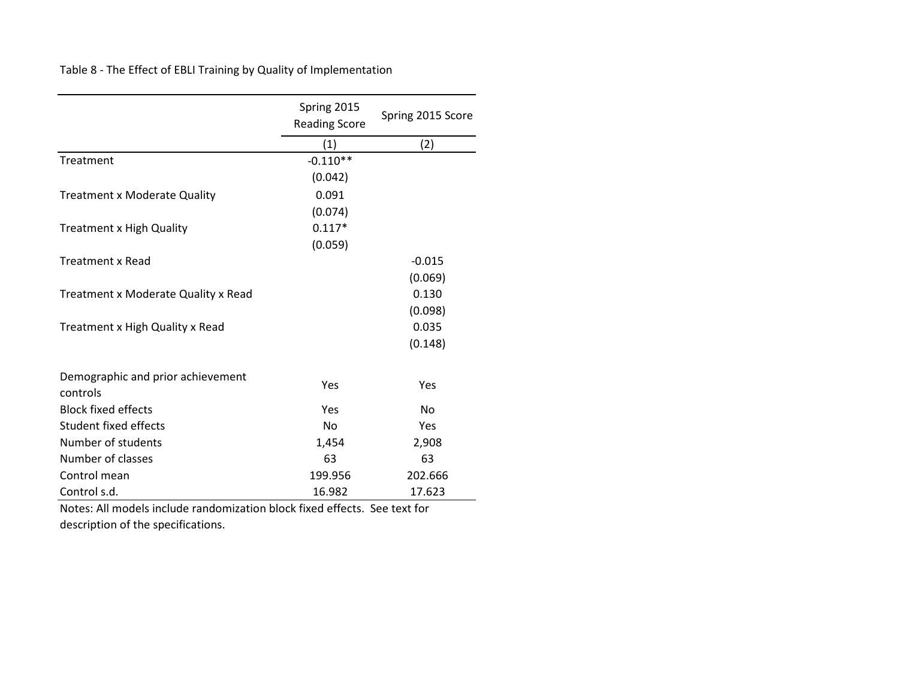Table 8 - The Effect of EBLI Training by Quality of Implementation

| | Spring 2015 Reading Score | Spring 2015 Score |
|---|---|---|
| | (1) | (2) |
| Treatment | -0.110** | |
| | (0.042) | |
| Treatment x Moderate Quality | 0.091 | |
| | (0.074) | |
| Treatment x High Quality | 0.117* | |
| | (0.059) | |
| Treatment x Read | | -0.015 |
| | | (0.069) |
| Treatment x Moderate Quality x Read | | 0.130 |
| | | (0.098) |
| Treatment x High Quality x Read | | 0.035 |
| | | (0.148) |
| | | |
| Demographic and prior achievement controls | Yes | Yes |
| Block fixed effects | Yes | No |
| Student fixed effects | No | Yes |
| Number of students | 1,454 | 2,908 |
| Number of classes | 63 | 63 |
| Control mean | 199.956 | 202.666 |
| Control s.d. | 16.982 | 17.623 |

Notes: All models include randomization block fixed effects. See text for description of the specifications.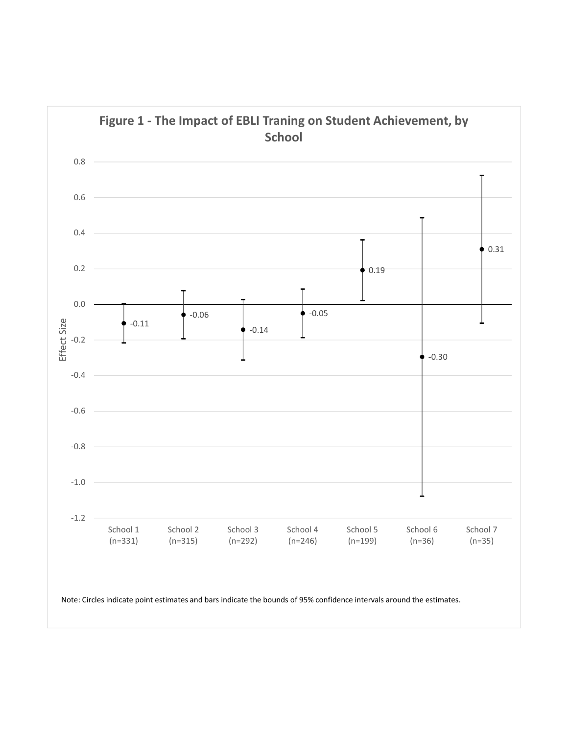**Figure 1 - The Impact of EBLI Traning on Student Achievement, by School**

0.8
0.6
0.4
0.2
0.0
-0.2
-0.4
-0.6
-0.8
-1.0
-1.2

Effect Size

-0.11
-0.06
-0.14
-0.05
0.19
-0.30
0.31

School 1 (n=331)
School 2 (n=315)
School 3 (n=292)
School 4 (n=246)
School 5 (n=199)
School 6 (n=36)
School 7 (n=35)

Note: Circles indicate point estimates and bars indicate the bounds of 95% confidence intervals around the estimates.